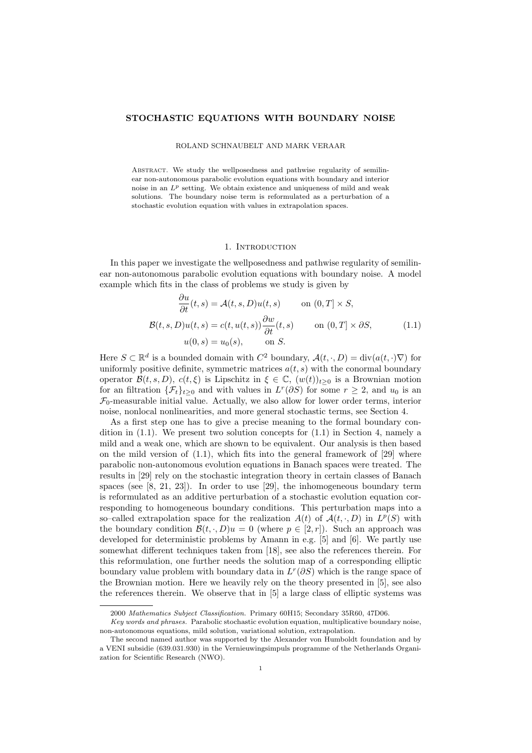# STOCHASTIC EQUATIONS WITH BOUNDARY NOISE

ROLAND SCHNAUBELT AND MARK VERAAR

Abstract. We study the wellposedness and pathwise regularity of semilinear non-autonomous parabolic evolution equations with boundary and interior noise in an $L^p$ setting. We obtain existence and uniqueness of mild and weak solutions. The boundary noise term is reformulated as a perturbation of a stochastic evolution equation with values in extrapolation spaces.

## 1. Introduction

In this paper we investigate the wellposedness and pathwise regularity of semilinear non-autonomous parabolic evolution equations with boundary noise. A model example which fits in the class of problems we study is given by

$$
\begin{aligned}
\frac{\partial u}{\partial t}(t,s) &= \mathcal{A}(t,s,D)u(t,s) \qquad \text{on } (0,T]\times S,\\
\mathcal{B}(t,s,D)u(t,s) &= c(t,u(t,s))\frac{\partial w}{\partial t}(t,s) \qquad \text{on } (0,T]\times \partial S, \qquad (1.1)\\
u(0,s) &= u_0(s), \qquad \text{on } S.
\end{aligned}
$$

Here $S\subset\mathbb{R}^d$ is a bounded domain with $C^2$ boundary, $\mathcal{A}(t,\cdot,D)=\operatorname{div}(a(t,\cdot)\nabla)$ for uniformly positive definite, symmetric matrices $a(t,s)$ with the conormal boundary operator $\mathcal{B}(t,s,D)$, $c(t,\xi)$ is Lipschitz in $\xi\in\mathbb{C}$, $(w(t))_{t\geq 0}$ is a Brownian motion for an filtration $\{\mathcal{F}_t\}_{t\geq 0}$ and with values in $L^r(\partial S)$ for some $r\geq 2$, and $u_0$ is an $\mathcal{F}_0$-measurable initial value. Actually, we also allow for lower order terms, interior noise, nonlocal nonlinearities, and more general stochastic terms, see Section 4.

As a first step one has to give a precise meaning to the formal boundary condition in (1.1). We present two solution concepts for (1.1) in Section 4, namely a mild and a weak one, which are shown to be equivalent. Our analysis is then based on the mild version of (1.1), which fits into the general framework of [29] where parabolic non-autonomous evolution equations in Banach spaces were treated. The results in [29] rely on the stochastic integration theory in certain classes of Banach spaces (see [8, 21, 23]). In order to use [29], the inhomogeneous boundary term is reformulated as an additive perturbation of a stochastic evolution equation corresponding to homogeneous boundary conditions. This perturbation maps into a so–called extrapolation space for the realization $A(t)$ of $\mathcal{A}(t,\cdot,D)$ in $L^p(S)$ with the boundary condition $\mathcal{B}(t,\cdot,D)u=0$ (where $p\in[2,r]$). Such an approach was developed for deterministic problems by Amann in e.g. [5] and [6]. We partly use somewhat different techniques taken from [18], see also the references therein. For this reformulation, one further needs the solution map of a corresponding elliptic boundary value problem with boundary data in $L^r(\partial S)$ which is the range space of the Brownian motion. Here we heavily rely on the theory presented in [5], see also the references therein. We observe that in [5] a large class of elliptic systems was

---

2000 *Mathematics Subject Classification.* Primary 60H15; Secondary 35R60, 47D06.

*Key words and phrases.* Parabolic stochastic evolution equation, multiplicative boundary noise, non-autonomous equations, mild solution, variational solution, extrapolation.

The second named author was supported by the Alexander von Humboldt foundation and by a VENI subsidie (639.031.930) in the Vernieuwingsimpuls programme of the Netherlands Organization for Scientific Research (NWO).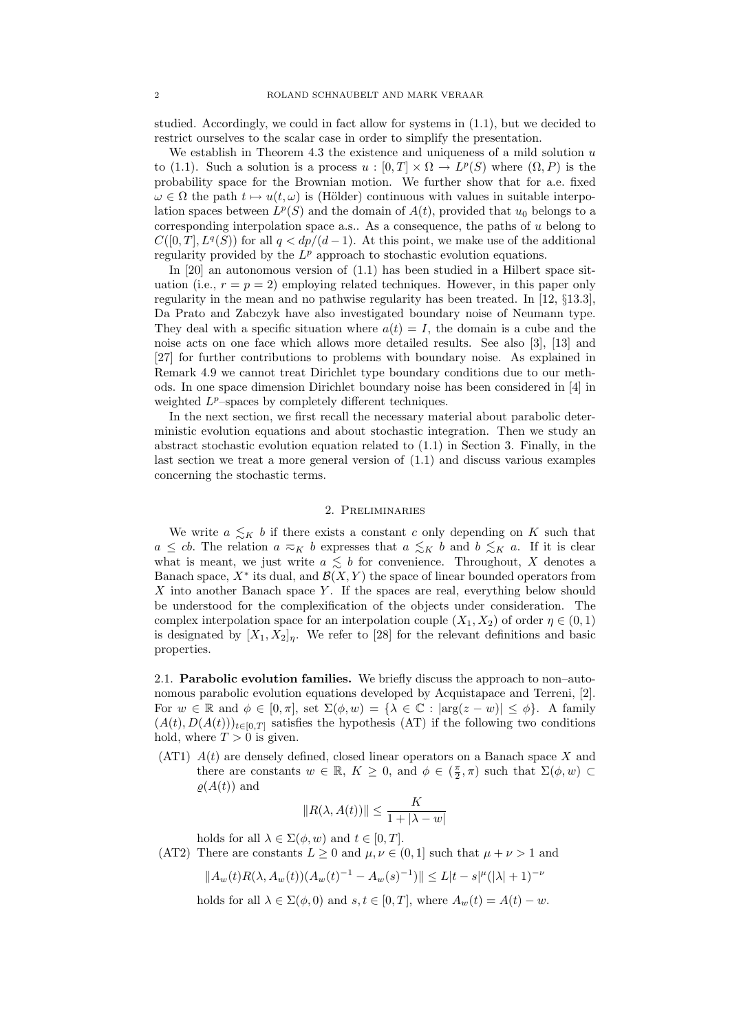studied. Accordingly, we could in fact allow for systems in (1.1), but we decided to restrict ourselves to the scalar case in order to simplify the presentation.

We establish in Theorem 4.3 the existence and uniqueness of a mild solution $u$ to (1.1). Such a solution is a process $u : [0,T] \times \Omega \to L^p(S)$ where $(\Omega, P)$ is the probability space for the Brownian motion. We further show that for a.e. fixed $\omega \in \Omega$ the path $t \mapsto u(t,\omega)$ is (Hölder) continuous with values in suitable interpolation spaces between $L^p(S)$ and the domain of $A(t)$, provided that $u_0$ belongs to a corresponding interpolation space a.s.. As a consequence, the paths of $u$ belong to $C([0,T], L^q(S))$ for all $q < dp/(d-1)$. At this point, we make use of the additional regularity provided by the $L^p$ approach to stochastic evolution equations.

In [20] an autonomous version of (1.1) has been studied in a Hilbert space situation (i.e., $r = p = 2$) employing related techniques. However, in this paper only regularity in the mean and no pathwise regularity has been treated. In [12, §13.3], Da Prato and Zabczyk have also investigated boundary noise of Neumann type. They deal with a specific situation where $a(t) = I$, the domain is a cube and the noise acts on one face which allows more detailed results. See also [3], [13] and [27] for further contributions to problems with boundary noise. As explained in Remark 4.9 we cannot treat Dirichlet type boundary conditions due to our methods. In one space dimension Dirichlet boundary noise has been considered in [4] in weighted $L^p$–spaces by completely different techniques.

In the next section, we first recall the necessary material about parabolic deterministic evolution equations and about stochastic integration. Then we study an abstract stochastic evolution equation related to (1.1) in Section 3. Finally, in the last section we treat a more general version of (1.1) and discuss various examples concerning the stochastic terms.

## 2. Preliminaries

We write $a \lesssim_K b$ if there exists a constant $c$ only depending on $K$ such that $a \leq cb$. The relation $a \eqsim_K b$ expresses that $a \lesssim_K b$ and $b \lesssim_K a$. If it is clear what is meant, we just write $a \lesssim b$ for convenience. Throughout, $X$ denotes a Banach space, $X^*$ its dual, and $\mathcal{B}(X,Y)$ the space of linear bounded operators from $X$ into another Banach space $Y$. If the spaces are real, everything below should be understood for the complexification of the objects under consideration. The complex interpolation space for an interpolation couple $(X_1, X_2)$ of order $\eta \in (0,1)$ is designated by $[X_1, X_2]_\eta$. We refer to [28] for the relevant definitions and basic properties.

**2.1. Parabolic evolution families.** We briefly discuss the approach to non–autonomous parabolic evolution equations developed by Acquistapace and Terreni, [2]. For $w \in \mathbb{R}$ and $\phi \in [0, \pi]$, set $\Sigma(\phi, w) = \{\lambda \in \mathbb{C} : |\arg(z - w)| \leq \phi\}$. A family $(A(t), D(A(t)))_{t\in[0,T]}$ satisfies the hypothesis (AT) if the following two conditions hold, where $T > 0$ is given.

(AT1) $A(t)$ are densely defined, closed linear operators on a Banach space $X$ and there are constants $w \in \mathbb{R}$, $K \geq 0$, and $\phi \in (\frac{\pi}{2}, \pi)$ such that $\Sigma(\phi, w) \subset \varrho(A(t))$ and

$$\|R(\lambda, A(t))\| \leq \frac{K}{1 + |\lambda - w|}$$

holds for all $\lambda \in \Sigma(\phi, w)$ and $t \in [0,T]$.

(AT2) There are constants $L \geq 0$ and $\mu, \nu \in (0,1]$ such that $\mu + \nu > 1$ and

$$\|A_w(t)R(\lambda, A_w(t))(A_w(t)^{-1} - A_w(s)^{-1})\| \leq L|t-s|^\mu(|\lambda| + 1)^{-\nu}$$

holds for all $\lambda \in \Sigma(\phi, 0)$ and $s, t \in [0,T]$, where $A_w(t) = A(t) - w$.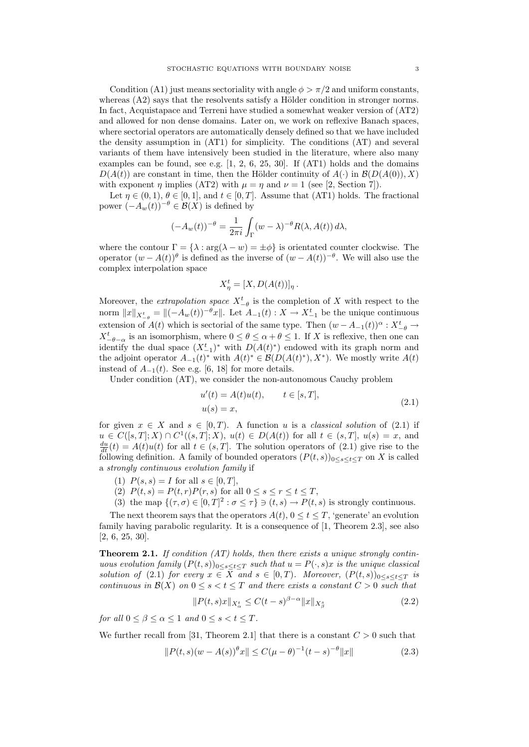Condition (A1) just means sectoriality with angle $\phi > \pi/2$ and uniform constants, whereas (A2) says that the resolvents satisfy a Hölder condition in stronger norms. In fact, Acquistapace and Terreni have studied a somewhat weaker version of (AT2) and allowed for non dense domains. Later on, we work on reflexive Banach spaces, where sectorial operators are automatically densely defined so that we have included the density assumption in (AT1) for simplicity. The conditions (AT) and several variants of them have intensively been studied in the literature, where also many examples can be found, see e.g. [1, 2, 6, 25, 30]. If (AT1) holds and the domains $D(A(t))$ are constant in time, then the Hölder continuity of $A(\cdot)$ in $\mathcal{B}(D(A(0)), X)$ with exponent $\eta$ implies (AT2) with $\mu = \eta$ and $\nu = 1$ (see [2, Section 7]).

Let $\eta \in (0, 1)$, $\theta \in [0, 1]$, and $t \in [0, T]$. Assume that (AT1) holds. The fractional power $(-A_w(t))^{-\theta} \in \mathcal{B}(X)$ is defined by

$$(-A_w(t))^{-\theta} = \frac{1}{2\pi i} \int_\Gamma (w - \lambda)^{-\theta} R(\lambda, A(t))\, d\lambda,$$

where the contour $\Gamma = \{\lambda : \arg(\lambda - w) = \pm\phi\}$ is orientated counter clockwise. The operator $(w - A(t))^\theta$ is defined as the inverse of $(w - A(t))^{-\theta}$. We will also use the complex interpolation space

$$X_\eta^t = [X, D(A(t))]_\eta\,.$$

Moreover, the *extrapolation space* $X_{-\theta}^t$ is the completion of $X$ with respect to the norm $\|x\|_{X_{-\theta}^t} = \|(-A_w(t))^{-\theta} x\|$. Let $A_{-1}(t) : X \to X_{-1}^t$ be the unique continuous extension of $A(t)$ which is sectorial of the same type. Then $(w - A_{-1}(t))^\alpha : X_{-\theta}^t \to X_{-\theta-\alpha}^t$ is an isomorphism, where $0 \le \theta \le \alpha + \theta \le 1$. If $X$ is reflexive, then one can identify the dual space $(X_{-1}^t)^*$ with $D(A(t)^*)$ endowed with its graph norm and the adjoint operator $A_{-1}(t)^*$ with $A(t)^* \in \mathcal{B}(D(A(t)^*), X^*)$. We mostly write $A(t)$ instead of $A_{-1}(t)$. See e.g. [6, 18] for more details.

Under condition (AT), we consider the non-autonomous Cauchy problem

$$\begin{aligned} u'(t) &= A(t)u(t), \qquad t \in [s, T], \\ u(s) &= x, \end{aligned} \tag{2.1}$$

for given $x \in X$ and $s \in [0, T)$. A function $u$ is a *classical solution* of (2.1) if $u \in C([s, T]; X) \cap C^1((s, T]; X)$, $u(t) \in D(A(t))$ for all $t \in (s, T]$, $u(s) = x$, and $\frac{du}{dt}(t) = A(t)u(t)$ for all $t \in (s, T]$. The solution operators of (2.1) give rise to the following definition. A family of bounded operators $(P(t, s))_{0 \le s \le t \le T}$ on $X$ is called a *strongly continuous evolution family* if

(1) $P(s, s) = I$ for all $s \in [0, T]$,

(2) $P(t, s) = P(t, r)P(r, s)$ for all $0 \le s \le r \le t \le T$,

(3) the map $\{(\tau, \sigma) \in [0, T]^2 : \sigma \le \tau\} \ni (t, s) \to P(t, s)$ is strongly continuous.

The next theorem says that the operators $A(t)$, $0 \le t \le T$, 'generate' an evolution family having parabolic regularity. It is a consequence of [1, Theorem 2.3], see also [2, 6, 25, 30].

**Theorem 2.1.** *If condition (AT) holds, then there exists a unique strongly continuous evolution family $(P(t, s))_{0 \le s \le t \le T}$ such that $u = P(\cdot, s)x$ is the unique classical solution of (2.1) for every $x \in X$ and $s \in [0, T)$. Moreover, $(P(t, s))_{0 \le s \le t \le T}$ is continuous in $\mathcal{B}(X)$ on $0 \le s < t \le T$ and there exists a constant $C > 0$ such that*

$$\|P(t, s)x\|_{X_\alpha^t} \le C(t - s)^{\beta - \alpha} \|x\|_{X_\beta^s} \tag{2.2}$$

*for all $0 \le \beta \le \alpha \le 1$ and $0 \le s < t \le T$.*

We further recall from [31, Theorem 2.1] that there is a constant $C > 0$ such that

$$\|P(t, s)(w - A(s))^\theta x\| \le C(\mu - \theta)^{-1}(t - s)^{-\theta} \|x\| \tag{2.3}$$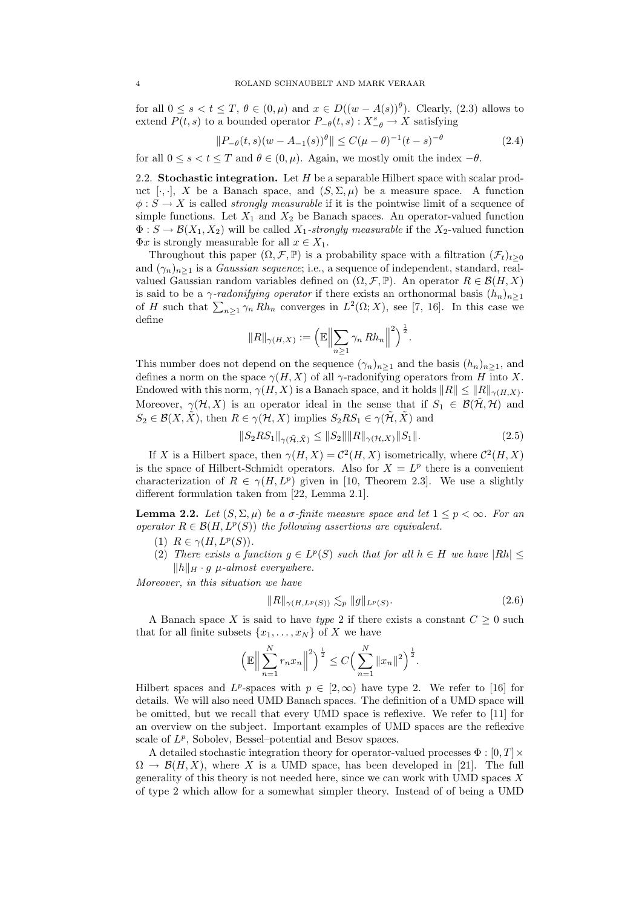for all $0 \leq s < t \leq T$, $\theta \in (0, \mu)$ and $x \in D((w - A(s))^\theta)$. Clearly, (2.3) allows to extend $P(t,s)$ to a bounded operator $P_{-\theta}(t,s) : X^s_{-\theta} \to X$ satisfying

$$\|P_{-\theta}(t,s)(w - A_{-1}(s))^\theta\| \leq C(\mu - \theta)^{-1}(t-s)^{-\theta} \tag{2.4}$$

for all $0 \leq s < t \leq T$ and $\theta \in (0, \mu)$. Again, we mostly omit the index $-\theta$.

2.2. **Stochastic integration.** Let $H$ be a separable Hilbert space with scalar product $[\cdot,\cdot]$, $X$ be a Banach space, and $(S, \Sigma, \mu)$ be a measure space. A function $\phi : S \to X$ is called *strongly measurable* if it is the pointwise limit of a sequence of simple functions. Let $X_1$ and $X_2$ be Banach spaces. An operator-valued function $\Phi : S \to \mathcal{B}(X_1, X_2)$ will be called $X_1$*-strongly measurable* if the $X_2$-valued function $\Phi x$ is strongly measurable for all $x \in X_1$.

Throughout this paper $(\Omega, \mathcal{F}, \mathbb{P})$ is a probability space with a filtration $(\mathcal{F}_t)_{t\geq 0}$ and $(\gamma_n)_{n\geq 1}$ is a *Gaussian sequence*; i.e., a sequence of independent, standard, real-valued Gaussian random variables defined on $(\Omega, \mathcal{F}, \mathbb{P})$. An operator $R \in \mathcal{B}(H, X)$ is said to be a $\gamma$*-radonifying operator* if there exists an orthonormal basis $(h_n)_{n\geq 1}$ of $H$ such that $\sum_{n\geq 1} \gamma_n Rh_n$ converges in $L^2(\Omega; X)$, see [7, 16]. In this case we define

$$\|R\|_{\gamma(H,X)} := \Big(\mathbb{E}\Big\|\sum_{n\geq 1} \gamma_n Rh_n\Big\|^2\Big)^{\frac{1}{2}}.$$

This number does not depend on the sequence $(\gamma_n)_{n\geq 1}$ and the basis $(h_n)_{n\geq 1}$, and defines a norm on the space $\gamma(H, X)$ of all $\gamma$-radonifying operators from $H$ into $X$. Endowed with this norm, $\gamma(H, X)$ is a Banach space, and it holds $\|R\| \leq \|R\|_{\gamma(H,X)}$. Moreover, $\gamma(\mathcal{H}, X)$ is an operator ideal in the sense that if $S_1 \in \mathcal{B}(\tilde{\mathcal{H}}, \mathcal{H})$ and $S_2 \in \mathcal{B}(X, \tilde{X})$, then $R \in \gamma(\mathcal{H}, X)$ implies $S_2 R S_1 \in \gamma(\tilde{\mathcal{H}}, \tilde{X})$ and

$$\|S_2 R S_1\|_{\gamma(\tilde{\mathcal{H}}, \tilde{X})} \leq \|S_2\| \|R\|_{\gamma(\mathcal{H},X)} \|S_1\|. \tag{2.5}$$

If $X$ is a Hilbert space, then $\gamma(H, X) = \mathcal{C}^2(H, X)$ isometrically, where $\mathcal{C}^2(H, X)$ is the space of Hilbert-Schmidt operators. Also for $X = L^p$ there is a convenient characterization of $R \in \gamma(H, L^p)$ given in [10, Theorem 2.3]. We use a slightly different formulation taken from [22, Lemma 2.1].

**Lemma 2.2.** *Let $(S, \Sigma, \mu)$ be a $\sigma$-finite measure space and let $1 \leq p < \infty$. For an operator $R \in \mathcal{B}(H, L^p(S))$ the following assertions are equivalent.*

1. *$R \in \gamma(H, L^p(S))$.*
2. *There exists a function $g \in L^p(S)$ such that for all $h \in H$ we have $|Rh| \leq \|h\|_H \cdot g$ $\mu$-almost everywhere.*

*Moreover, in this situation we have*

$$\|R\|_{\gamma(H,L^p(S))} \lesssim_p \|g\|_{L^p(S)}. \tag{2.6}$$

A Banach space $X$ is said to have *type* 2 if there exists a constant $C \geq 0$ such that for all finite subsets $\{x_1, \ldots, x_N\}$ of $X$ we have

$$\Big(\mathbb{E}\Big\|\sum_{n=1}^N r_n x_n\Big\|^2\Big)^{\frac{1}{2}} \leq C\Big(\sum_{n=1}^N \|x_n\|^2\Big)^{\frac{1}{2}}.$$

Hilbert spaces and $L^p$-spaces with $p \in [2, \infty)$ have type 2. We refer to [16] for details. We will also need UMD Banach spaces. The definition of a UMD space will be omitted, but we recall that every UMD space is reflexive. We refer to [11] for an overview on the subject. Important examples of UMD spaces are the reflexive scale of $L^p$, Sobolev, Bessel–potential and Besov spaces.

A detailed stochastic integration theory for operator-valued processes $\Phi : [0, T] \times \Omega \to \mathcal{B}(H, X)$, where $X$ is a UMD space, has been developed in [21]. The full generality of this theory is not needed here, since we can work with UMD spaces $X$ of type 2 which allow for a somewhat simpler theory. Instead of of being a UMD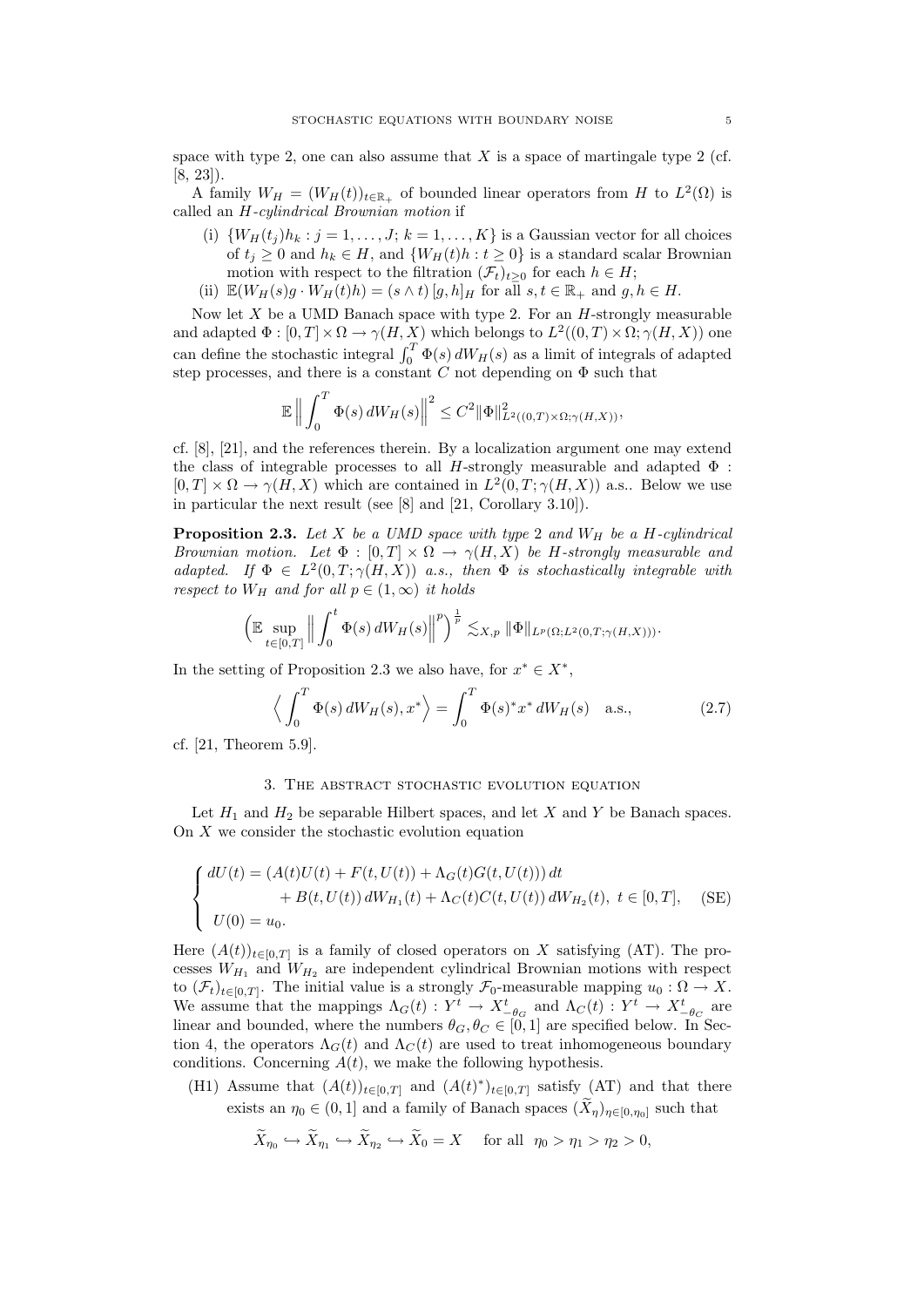space with type 2, one can also assume that $X$ is a space of martingale type 2 (cf. [8, 23]).

A family $W_H = (W_H(t))_{t\in\mathbb{R}_+}$ of bounded linear operators from $H$ to $L^2(\Omega)$ is called an *$H$-cylindrical Brownian motion* if

(i) $\{W_H(t_j)h_k : j = 1,\dots,J;\, k = 1,\dots,K\}$ is a Gaussian vector for all choices of $t_j \geq 0$ and $h_k \in H$, and $\{W_H(t)h : t \geq 0\}$ is a standard scalar Brownian motion with respect to the filtration $(\mathcal{F}_t)_{t\geq 0}$ for each $h \in H$;

(ii) $\mathbb{E}(W_H(s)g \cdot W_H(t)h) = (s \wedge t)\,[g,h]_H$ for all $s,t \in \mathbb{R}_+$ and $g,h \in H$.

Now let $X$ be a UMD Banach space with type 2. For an $H$-strongly measurable and adapted $\Phi : [0,T]\times\Omega \to \gamma(H,X)$ which belongs to $L^2((0,T)\times\Omega;\gamma(H,X))$ one can define the stochastic integral $\int_0^T \Phi(s)\,dW_H(s)$ as a limit of integrals of adapted step processes, and there is a constant $C$ not depending on $\Phi$ such that

$$\mathbb{E}\Big\|\int_0^T \Phi(s)\,dW_H(s)\Big\|^2 \leq C^2 \|\Phi\|^2_{L^2((0,T)\times\Omega;\gamma(H,X))},$$

cf. [8], [21], and the references therein. By a localization argument one may extend the class of integrable processes to all $H$-strongly measurable and adapted $\Phi : [0,T]\times\Omega \to \gamma(H,X)$ which are contained in $L^2(0,T;\gamma(H,X))$ a.s.. Below we use in particular the next result (see [8] and [21, Corollary 3.10]).

**Proposition 2.3.** *Let $X$ be a UMD space with type 2 and $W_H$ be a $H$-cylindrical Brownian motion. Let $\Phi : [0,T]\times\Omega \to \gamma(H,X)$ be $H$-strongly measurable and adapted. If $\Phi \in L^2(0,T;\gamma(H,X))$ a.s., then $\Phi$ is stochastically integrable with respect to $W_H$ and for all $p \in (1,\infty)$ it holds*

$$\Big(\mathbb{E}\sup_{t\in[0,T]}\Big\|\int_0^t \Phi(s)\,dW_H(s)\Big\|^p\Big)^{\frac{1}{p}} \lesssim_{X,p} \|\Phi\|_{L^p(\Omega;L^2(0,T;\gamma(H,X)))}.$$

In the setting of Proposition 2.3 we also have, for $x^* \in X^*$,

$$\Big\langle \int_0^T \Phi(s)\,dW_H(s), x^*\Big\rangle = \int_0^T \Phi(s)^* x^*\,dW_H(s) \quad \text{a.s.,} \tag{2.7}$$

cf. [21, Theorem 5.9].

## 3. The abstract stochastic evolution equation

Let $H_1$ and $H_2$ be separable Hilbert spaces, and let $X$ and $Y$ be Banach spaces. On $X$ we consider the stochastic evolution equation

$$\begin{cases} dU(t) = (A(t)U(t) + F(t,U(t)) + \Lambda_G(t)G(t,U(t)))\,dt \\ \qquad\qquad + B(t,U(t))\,dW_{H_1}(t) + \Lambda_C(t)C(t,U(t))\,dW_{H_2}(t),\ t\in[0,T], \\ U(0) = u_0. \end{cases} \tag{SE}$$

Here $(A(t))_{t\in[0,T]}$ is a family of closed operators on $X$ satisfying (AT). The processes $W_{H_1}$ and $W_{H_2}$ are independent cylindrical Brownian motions with respect to $(\mathcal{F}_t)_{t\in[0,T]}$. The initial value is a strongly $\mathcal{F}_0$-measurable mapping $u_0 : \Omega \to X$. We assume that the mappings $\Lambda_G(t) : Y^t \to X^t_{-\theta_G}$ and $\Lambda_C(t) : Y^t \to X^t_{-\theta_C}$ are linear and bounded, where the numbers $\theta_G, \theta_C \in [0,1]$ are specified below. In Section 4, the operators $\Lambda_G(t)$ and $\Lambda_C(t)$ are used to treat inhomogeneous boundary conditions. Concerning $A(t)$, we make the following hypothesis.

(H1) Assume that $(A(t))_{t\in[0,T]}$ and $(A(t)^*)_{t\in[0,T]}$ satisfy (AT) and that there exists an $\eta_0 \in (0,1]$ and a family of Banach spaces $(\widetilde{X}_\eta)_{\eta\in[0,\eta_0]}$ such that

$$\widetilde{X}_{\eta_0} \hookrightarrow \widetilde{X}_{\eta_1} \hookrightarrow \widetilde{X}_{\eta_2} \hookrightarrow \widetilde{X}_0 = X \quad \text{for all } \ \eta_0 > \eta_1 > \eta_2 > 0,$$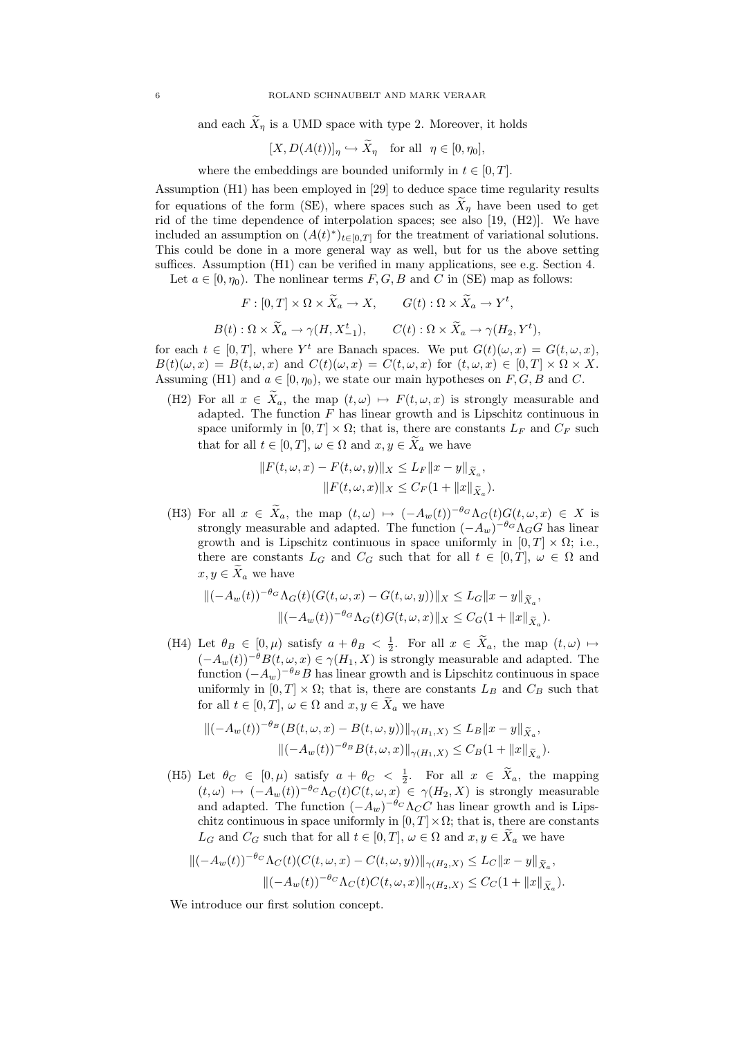and each $\widetilde{X}_\eta$ is a UMD space with type 2. Moreover, it holds

$$[X, D(A(t))]_\eta \hookrightarrow \widetilde{X}_\eta \quad \text{for all} \quad \eta \in [0, \eta_0],$$

where the embeddings are bounded uniformly in $t \in [0, T]$.

Assumption (H1) has been employed in [29] to deduce space time regularity results for equations of the form (SE), where spaces such as $\widetilde{X}_\eta$ have been used to get rid of the time dependence of interpolation spaces; see also [19, (H2)]. We have included an assumption on $(A(t)^*)_{t\in[0,T]}$ for the treatment of variational solutions. This could be done in a more general way as well, but for us the above setting suffices. Assumption (H1) can be verified in many applications, see e.g. Section 4.

Let $a \in [0, \eta_0)$. The nonlinear terms $F, G, B$ and $C$ in (SE) map as follows:

$$F : [0, T] \times \Omega \times \widetilde{X}_a \to X, \qquad G(t) : \Omega \times \widetilde{X}_a \to Y^t,$$

$$B(t) : \Omega \times \widetilde{X}_a \to \gamma(H, X_{-1}^t), \qquad C(t) : \Omega \times \widetilde{X}_a \to \gamma(H_2, Y^t),$$

for each $t \in [0, T]$, where $Y^t$ are Banach spaces. We put $G(t)(\omega, x) = G(t, \omega, x)$, $B(t)(\omega, x) = B(t, \omega, x)$ and $C(t)(\omega, x) = C(t, \omega, x)$ for $(t, \omega, x) \in [0, T] \times \Omega \times X$. Assuming (H1) and $a \in [0, \eta_0)$, we state our main hypotheses on $F, G, B$ and $C$.

(H2) For all $x \in \widetilde{X}_a$, the map $(t, \omega) \mapsto F(t, \omega, x)$ is strongly measurable and adapted. The function $F$ has linear growth and is Lipschitz continuous in space uniformly in $[0, T] \times \Omega$; that is, there are constants $L_F$ and $C_F$ such that for all $t \in [0, T]$, $\omega \in \Omega$ and $x, y \in \widetilde{X}_a$ we have

$$\|F(t, \omega, x) - F(t, \omega, y)\|_X \leq L_F \|x - y\|_{\widetilde{X}_a},$$
$$\|F(t, \omega, x)\|_X \leq C_F(1 + \|x\|_{\widetilde{X}_a}).$$

(H3) For all $x \in \widetilde{X}_a$, the map $(t, \omega) \mapsto (-A_w(t))^{-\theta_G} \Lambda_G(t) G(t, \omega, x) \in X$ is strongly measurable and adapted. The function $(-A_w)^{-\theta_G} \Lambda_G G$ has linear growth and is Lipschitz continuous in space uniformly in $[0, T] \times \Omega$; i.e., there are constants $L_G$ and $C_G$ such that for all $t \in [0, T]$, $\omega \in \Omega$ and $x, y \in \widetilde{X}_a$ we have

$$\|(-A_w(t))^{-\theta_G} \Lambda_G(t)(G(t, \omega, x) - G(t, \omega, y))\|_X \leq L_G \|x - y\|_{\widetilde{X}_a},$$
$$\|(-A_w(t))^{-\theta_G} \Lambda_G(t) G(t, \omega, x)\|_X \leq C_G(1 + \|x\|_{\widetilde{X}_a}).$$

(H4) Let $\theta_B \in [0, \mu)$ satisfy $a + \theta_B < \frac{1}{2}$. For all $x \in \widetilde{X}_a$, the map $(t, \omega) \mapsto (-A_w(t))^{-\theta} B(t, \omega, x) \in \gamma(H_1, X)$ is strongly measurable and adapted. The function $(-A_w)^{-\theta_B} B$ has linear growth and is Lipschitz continuous in space uniformly in $[0, T] \times \Omega$; that is, there are constants $L_B$ and $C_B$ such that for all $t \in [0, T]$, $\omega \in \Omega$ and $x, y \in \widetilde{X}_a$ we have

$$\|(-A_w(t))^{-\theta_B}(B(t, \omega, x) - B(t, \omega, y))\|_{\gamma(H_1, X)} \leq L_B \|x - y\|_{\widetilde{X}_a},$$
$$\|(-A_w(t))^{-\theta_B} B(t, \omega, x)\|_{\gamma(H_1, X)} \leq C_B(1 + \|x\|_{\widetilde{X}_a}).$$

(H5) Let $\theta_C \in [0, \mu)$ satisfy $a + \theta_C < \frac{1}{2}$. For all $x \in \widetilde{X}_a$, the mapping $(t, \omega) \mapsto (-A_w(t))^{-\theta_C} \Lambda_C(t) C(t, \omega, x) \in \gamma(H_2, X)$ is strongly measurable and adapted. The function $(-A_w)^{-\theta_C} \Lambda_C C$ has linear growth and is Lipschitz continuous in space uniformly in $[0, T] \times \Omega$; that is, there are constants $L_G$ and $C_G$ such that for all $t \in [0, T]$, $\omega \in \Omega$ and $x, y \in \widetilde{X}_a$ we have

$$\|(-A_w(t))^{-\theta_C} \Lambda_C(t)(C(t, \omega, x) - C(t, \omega, y))\|_{\gamma(H_2, X)} \leq L_C \|x - y\|_{\widetilde{X}_a},$$
$$\|(-A_w(t))^{-\theta_C} \Lambda_C(t) C(t, \omega, x)\|_{\gamma(H_2, X)} \leq C_C(1 + \|x\|_{\widetilde{X}_a}).$$

We introduce our first solution concept.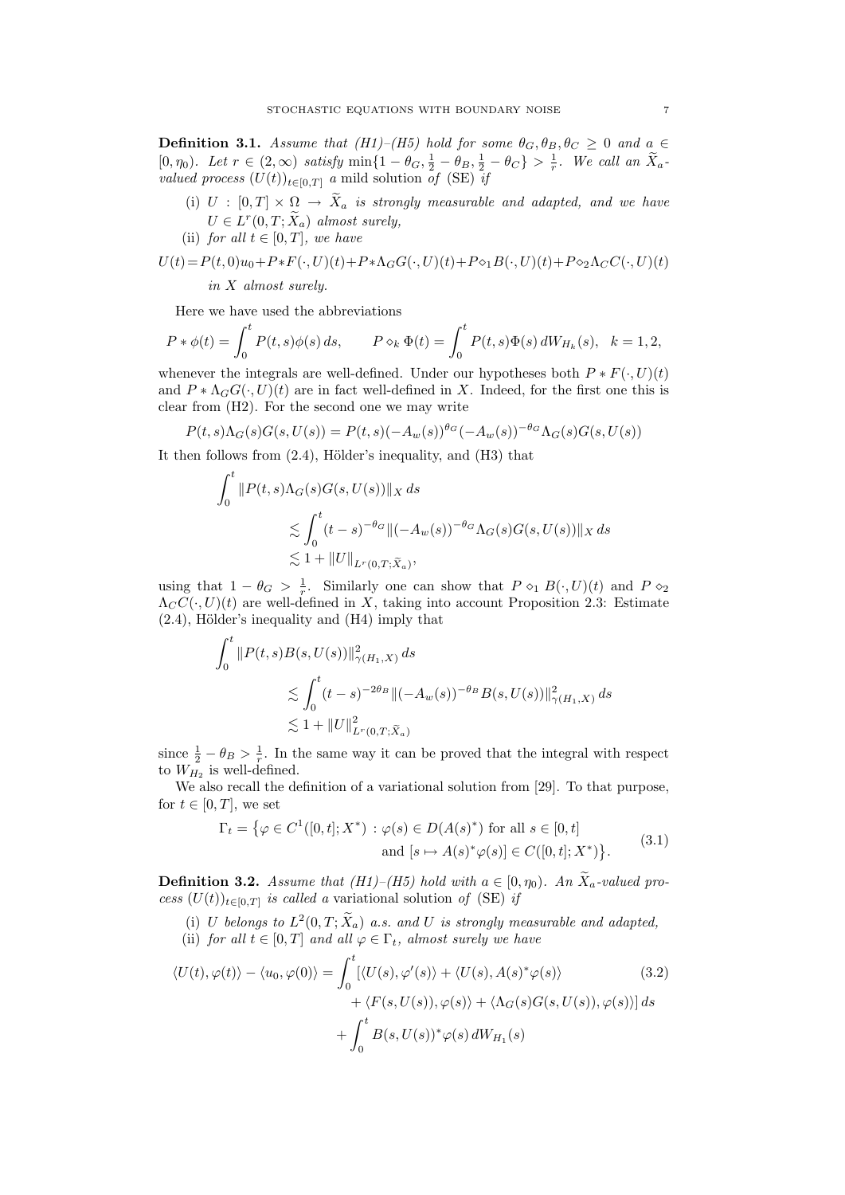**Definition 3.1.** *Assume that (H1)–(H5) hold for some $\theta_G, \theta_B, \theta_C \geq 0$ and $a \in [0, \eta_0)$. Let $r \in (2, \infty)$ satisfy $\min\{1 - \theta_G, \frac{1}{2} - \theta_B, \frac{1}{2} - \theta_C\} > \frac{1}{r}$. We call an $\widetilde{X}_a$-valued process $(U(t))_{t \in [0,T]}$ a* mild solution *of* (SE) *if*

- (i) *$U : [0, T] \times \Omega \to \widetilde{X}_a$ is strongly measurable and adapted, and we have $U \in L^r(0, T; \widetilde{X}_a)$ almost surely,*
- (ii) *for all $t \in [0, T]$, we have*

$$U(t) = P(t, 0)u_0 + P * F(\cdot, U)(t) + P * \Lambda_G G(\cdot, U)(t) + P \diamond_1 B(\cdot, U)(t) + P \diamond_2 \Lambda_C C(\cdot, U)(t)$$

*in $X$ almost surely.*

Here we have used the abbreviations

$$P * \phi(t) = \int_0^t P(t, s)\phi(s)\, ds, \qquad P \diamond_k \Phi(t) = \int_0^t P(t, s)\Phi(s)\, dW_{H_k}(s), \quad k = 1, 2,$$

whenever the integrals are well-defined. Under our hypotheses both $P * F(\cdot, U)(t)$ and $P * \Lambda_G G(\cdot, U)(t)$ are in fact well-defined in $X$. Indeed, for the first one this is clear from (H2). For the second one we may write

$$P(t, s)\Lambda_G(s)G(s, U(s)) = P(t, s)(-A_w(s))^{\theta_G}(-A_w(s))^{-\theta_G}\Lambda_G(s)G(s, U(s))$$

It then follows from (2.4), Hölder's inequality, and (H3) that

$$\begin{aligned}
\int_0^t &\|P(t, s)\Lambda_G(s)G(s, U(s))\|_X\, ds \\
&\lesssim \int_0^t (t - s)^{-\theta_G}\|(-A_w(s))^{-\theta_G}\Lambda_G(s)G(s, U(s))\|_X\, ds \\
&\lesssim 1 + \|U\|_{L^r(0,T;\widetilde{X}_a)},
\end{aligned}$$

using that $1 - \theta_G > \frac{1}{r}$. Similarly one can show that $P \diamond_1 B(\cdot, U)(t)$ and $P \diamond_2 \Lambda_C C(\cdot, U)(t)$ are well-defined in $X$, taking into account Proposition 2.3: Estimate (2.4), Hölder's inequality and (H4) imply that

$$\begin{aligned}
\int_0^t &\|P(t, s)B(s, U(s))\|^2_{\gamma(H_1, X)}\, ds \\
&\lesssim \int_0^t (t - s)^{-2\theta_B}\|(-A_w(s))^{-\theta_B}B(s, U(s))\|^2_{\gamma(H_1, X)}\, ds \\
&\lesssim 1 + \|U\|^2_{L^r(0,T;\widetilde{X}_a)}
\end{aligned}$$

since $\frac{1}{2} - \theta_B > \frac{1}{r}$. In the same way it can be proved that the integral with respect to $W_{H_2}$ is well-defined.

We also recall the definition of a variational solution from [29]. To that purpose, for $t \in [0, T]$, we set

$$\begin{aligned}
\Gamma_t = \big\{\varphi \in C^1([0, t]; X^*) :\ &\varphi(s) \in D(A(s)^*) \text{ for all } s \in [0, t] \\
&\text{and } [s \mapsto A(s)^*\varphi(s)] \in C([0, t]; X^*)\big\}.
\end{aligned} \tag{3.1}$$

**Definition 3.2.** *Assume that (H1)–(H5) hold with $a \in [0, \eta_0)$. An $\widetilde{X}_a$-valued process $(U(t))_{t \in [0,T]}$ is called a* variational solution *of* (SE) *if*

- (i) *$U$ belongs to $L^2(0, T; \widetilde{X}_a)$ a.s. and $U$ is strongly measurable and adapted,*
- (ii) *for all $t \in [0, T]$ and all $\varphi \in \Gamma_t$, almost surely we have*

$$\begin{aligned}
\langle U(t), \varphi(t)\rangle - \langle u_0, \varphi(0)\rangle = \int_0^t &[\langle U(s), \varphi'(s)\rangle + \langle U(s), A(s)^*\varphi(s)\rangle \\
&+ \langle F(s, U(s)), \varphi(s)\rangle + \langle \Lambda_G(s)G(s, U(s)), \varphi(s)\rangle]\, ds \\
&+ \int_0^t B(s, U(s))^*\varphi(s)\, dW_{H_1}(s)
\end{aligned} \tag{3.2}$$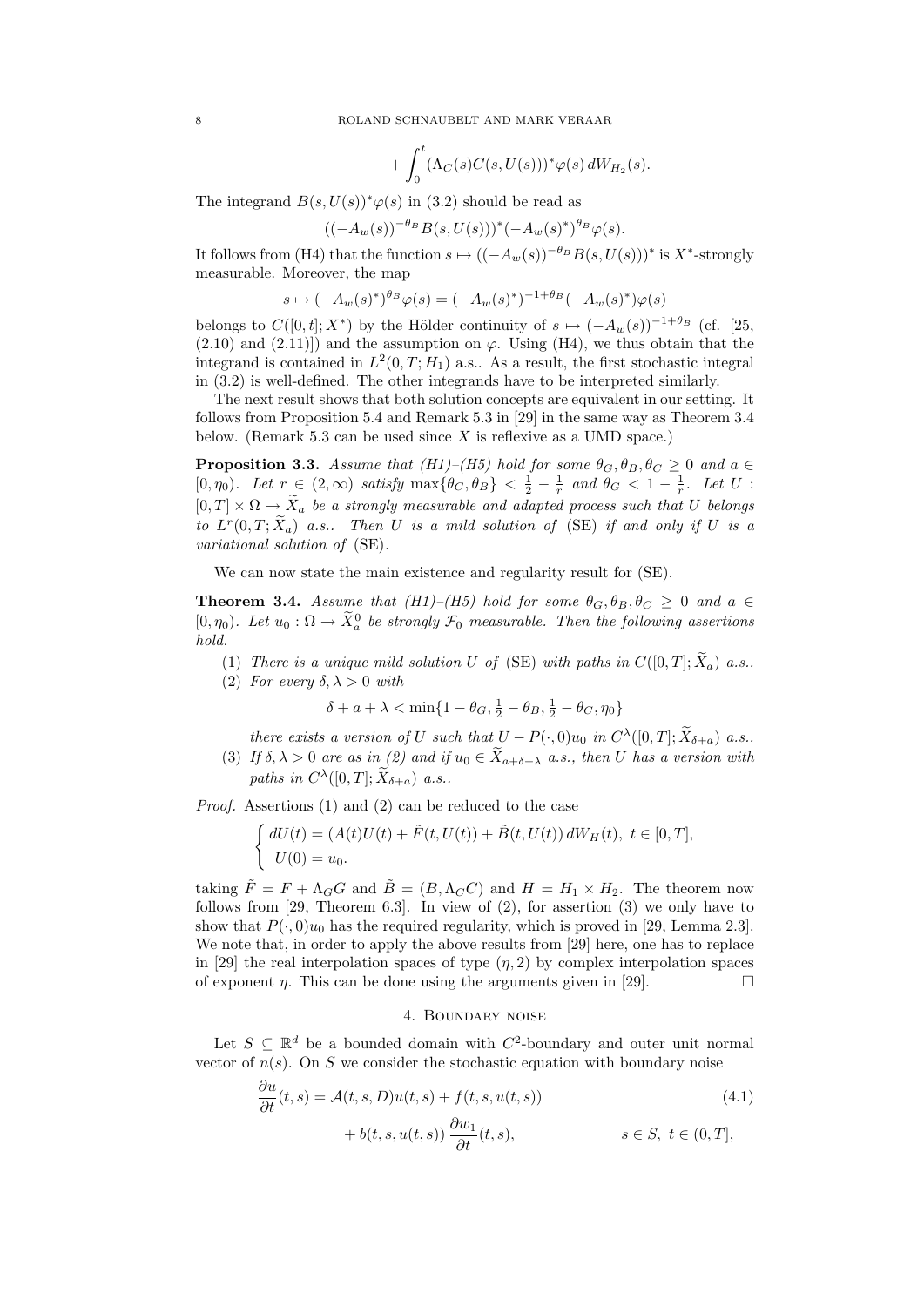$$
+ \int_0^t (\Lambda_C(s)C(s,U(s)))^* \varphi(s)\, dW_{H_2}(s).
$$

The integrand $B(s,U(s))^*\varphi(s)$ in (3.2) should be read as

$$
((-A_w(s))^{-\theta_B} B(s,U(s)))^* (-A_w(s)^*)^{\theta_B} \varphi(s).
$$

It follows from (H4) that the function $s \mapsto ((-A_w(s))^{-\theta_B} B(s,U(s)))^*$ is $X^*$-strongly measurable. Moreover, the map

$$
s \mapsto (-A_w(s)^*)^{\theta_B} \varphi(s) = (-A_w(s)^*)^{-1+\theta_B} (-A_w(s)^*) \varphi(s)
$$

belongs to $C([0,t];X^*)$ by the Hölder continuity of $s \mapsto (-A_w(s))^{-1+\theta_B}$ (cf. [25, (2.10) and (2.11)]) and the assumption on $\varphi$. Using (H4), we thus obtain that the integrand is contained in $L^2(0,T;H_1)$ a.s.. As a result, the first stochastic integral in (3.2) is well-defined. The other integrands have to be interpreted similarly.

The next result shows that both solution concepts are equivalent in our setting. It follows from Proposition 5.4 and Remark 5.3 in [29] in the same way as Theorem 3.4 below. (Remark 5.3 can be used since $X$ is reflexive as a UMD space.)

**Proposition 3.3.** *Assume that (H1)–(H5) hold for some $\theta_G, \theta_B, \theta_C \geq 0$ and $a \in [0,\eta_0)$. Let $r \in (2,\infty)$ satisfy $\max\{\theta_C, \theta_B\} < \frac{1}{2} - \frac{1}{r}$ and $\theta_G < 1 - \frac{1}{r}$. Let $U : [0,T] \times \Omega \to \widetilde{X}_a$ be a strongly measurable and adapted process such that $U$ belongs to $L^r(0,T;\widetilde{X}_a)$ a.s.. Then $U$ is a mild solution of* (SE) *if and only if $U$ is a variational solution of* (SE).

We can now state the main existence and regularity result for (SE).

**Theorem 3.4.** *Assume that (H1)–(H5) hold for some $\theta_G, \theta_B, \theta_C \geq 0$ and $a \in [0,\eta_0)$. Let $u_0 : \Omega \to \widetilde{X}^0_a$ be strongly $\mathcal{F}_0$ measurable. Then the following assertions hold.*

1. *There is a unique mild solution $U$ of* (SE) *with paths in $C([0,T];\widetilde{X}_a)$ a.s..*
2. *For every $\delta, \lambda > 0$ with*
$$
\delta + a + \lambda < \min\{1 - \theta_G, \tfrac{1}{2} - \theta_B, \tfrac{1}{2} - \theta_C, \eta_0\}
$$
*there exists a version of $U$ such that $U - P(\cdot,0)u_0$ in $C^\lambda([0,T];\widetilde{X}_{\delta+a})$ a.s..*
3. *If $\delta, \lambda > 0$ are as in (2) and if $u_0 \in \widetilde{X}_{a+\delta+\lambda}$ a.s., then $U$ has a version with paths in $C^\lambda([0,T];\widetilde{X}_{\delta+a})$ a.s..*

*Proof.* Assertions (1) and (2) can be reduced to the case

$$
\begin{cases} dU(t) = (A(t)U(t) + \tilde{F}(t,U(t)) + \tilde{B}(t,U(t))\, dW_H(t), \ t \in [0,T], \\ U(0) = u_0. \end{cases}
$$

taking $\tilde{F} = F + \Lambda_G G$ and $\tilde{B} = (B, \Lambda_C C)$ and $H = H_1 \times H_2$. The theorem now follows from [29, Theorem 6.3]. In view of (2), for assertion (3) we only have to show that $P(\cdot,0)u_0$ has the required regularity, which is proved in [29, Lemma 2.3]. We note that, in order to apply the above results from [29] here, one has to replace in [29] the real interpolation spaces of type $(\eta,2)$ by complex interpolation spaces of exponent $\eta$. This can be done using the arguments given in [29]. $\square$

## 4. Boundary noise

Let $S \subseteq \mathbb{R}^d$ be a bounded domain with $C^2$-boundary and outer unit normal vector of $n(s)$. On $S$ we consider the stochastic equation with boundary noise

$$
\begin{aligned}
\frac{\partial u}{\partial t}(t,s) &= \mathcal{A}(t,s,D)u(t,s) + f(t,s,u(t,s)) \qquad\qquad (4.1)\\
&\quad + b(t,s,u(t,s))\, \frac{\partial w_1}{\partial t}(t,s), \qquad\qquad s \in S, \ t \in (0,T],
\end{aligned}
$$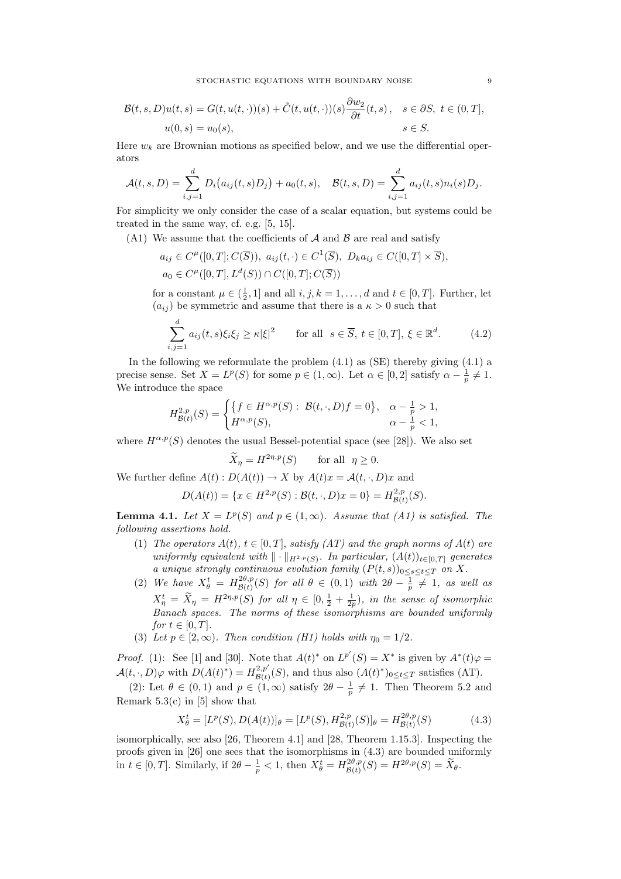$$
\begin{aligned}
\mathcal{B}(t,s,D)u(t,s) &= G(t,u(t,\cdot))(s) + \tilde{C}(t,u(t,\cdot))(s)\frac{\partial w_2}{\partial t}(t,s)\,, \quad s \in \partial S,\ t \in (0,T], \\
u(0,s) &= u_0(s), \qquad\qquad\qquad\qquad\qquad\qquad\quad s \in S.
\end{aligned}
$$

Here $w_k$ are Brownian motions as specified below, and we use the differential operators

$$
\mathcal{A}(t,s,D) = \sum_{i,j=1}^{d} D_i\big(a_{ij}(t,s)D_j\big) + a_0(t,s), \quad \mathcal{B}(t,s,D) = \sum_{i,j=1}^{d} a_{ij}(t,s)n_i(s)D_j.
$$

For simplicity we only consider the case of a scalar equation, but systems could be treated in the same way, cf. e.g. [5, 15].

(A1) We assume that the coefficients of $\mathcal{A}$ and $\mathcal{B}$ are real and satisfy

$$
\begin{aligned}
&a_{ij} \in C^{\mu}([0,T];C(\overline{S})),\ a_{ij}(t,\cdot) \in C^1(\overline{S}),\ D_k a_{ij} \in C([0,T]\times\overline{S}), \\
&a_0 \in C^{\mu}([0,T],L^d(S)) \cap C([0,T];C(\overline{S}))
\end{aligned}
$$

for a constant $\mu \in (\frac{1}{2},1]$ and all $i,j,k = 1,\ldots,d$ and $t \in [0,T]$. Further, let $(a_{ij})$ be symmetric and assume that there is a $\kappa > 0$ such that

$$
\sum_{i,j=1}^{d} a_{ij}(t,s)\xi_i\xi_j \geq \kappa|\xi|^2 \qquad \text{for all } \ s \in \overline{S},\ t \in [0,T],\ \xi \in \mathbb{R}^d. \tag{4.2}
$$

In the following we reformulate the problem (4.1) as (SE) thereby giving (4.1) a precise sense. Set $X = L^p(S)$ for some $p \in (1,\infty)$. Let $\alpha \in [0,2]$ satisfy $\alpha - \frac{1}{p} \neq 1$. We introduce the space

$$
H^{2,p}_{\mathcal{B}(t)}(S) = \begin{cases} \big\{f \in H^{\alpha,p}(S) :\ \mathcal{B}(t,\cdot,D)f = 0\big\}, & \alpha - \frac{1}{p} > 1, \\ H^{\alpha,p}(S), & \alpha - \frac{1}{p} < 1, \end{cases}
$$

where $H^{\alpha,p}(S)$ denotes the usual Bessel-potential space (see [28]). We also set

$$
\widetilde{X}_\eta = H^{2\eta,p}(S) \qquad \text{for all } \ \eta \geq 0.
$$

We further define $A(t) : D(A(t)) \to X$ by $A(t)x = \mathcal{A}(t,\cdot,D)x$ and

$$
D(A(t)) = \{x \in H^{2,p}(S) : \mathcal{B}(t,\cdot,D)x = 0\} = H^{2,p}_{\mathcal{B}(t)}(S).
$$

**Lemma 4.1.** *Let $X = L^p(S)$ and $p \in (1,\infty)$. Assume that (A1) is satisfied. The following assertions hold.*

1. *The operators $A(t)$, $t \in [0,T]$, satisfy (AT) and the graph norms of $A(t)$ are uniformly equivalent with $\|\cdot\|_{H^{2,p}(S)}$. In particular, $(A(t))_{t\in[0,T]}$ generates a unique strongly continuous evolution family $(P(t,s))_{0\leq s\leq t\leq T}$ on $X$.*
2. *We have $X^t_\theta = H^{2\theta,p}_{\mathcal{B}(t)}(S)$ for all $\theta \in (0,1)$ with $2\theta - \frac{1}{p} \neq 1$, as well as $X^t_\eta = \widetilde{X}_\eta = H^{2\eta,p}(S)$ for all $\eta \in [0,\frac{1}{2}+\frac{1}{2p})$, in the sense of isomorphic Banach spaces. The norms of these isomorphisms are bounded uniformly for $t \in [0,T]$.*
3. *Let $p \in [2,\infty)$. Then condition (H1) holds with $\eta_0 = 1/2$.*

*Proof.* (1): See [1] and [30]. Note that $A(t)^*$ on $L^{p'}(S) = X^*$ is given by $A^*(t)\varphi = \mathcal{A}(t,\cdot,D)\varphi$ with $D(A(t)^*) = H^{2,p'}_{\mathcal{B}(t)}(S)$, and thus also $(A(t)^*)_{0\leq t\leq T}$ satisfies (AT).

(2): Let $\theta \in (0,1)$ and $p \in (1,\infty)$ satisfy $2\theta - \frac{1}{p} \neq 1$. Then Theorem 5.2 and Remark 5.3(c) in [5] show that

$$
X^t_\theta = [L^p(S), D(A(t))]_\theta = [L^p(S), H^{2,p}_{\mathcal{B}(t)}(S)]_\theta = H^{2\theta,p}_{\mathcal{B}(t)}(S) \tag{4.3}
$$

isomorphically, see also [26, Theorem 4.1] and [28, Theorem 1.15.3]. Inspecting the proofs given in [26] one sees that the isomorphisms in (4.3) are bounded uniformly in $t \in [0,T]$. Similarly, if $2\theta - \frac{1}{p} < 1$, then $X^t_\theta = H^{2\theta,p}_{\mathcal{B}(t)}(S) = H^{2\theta,p}(S) = \widetilde{X}_\theta$.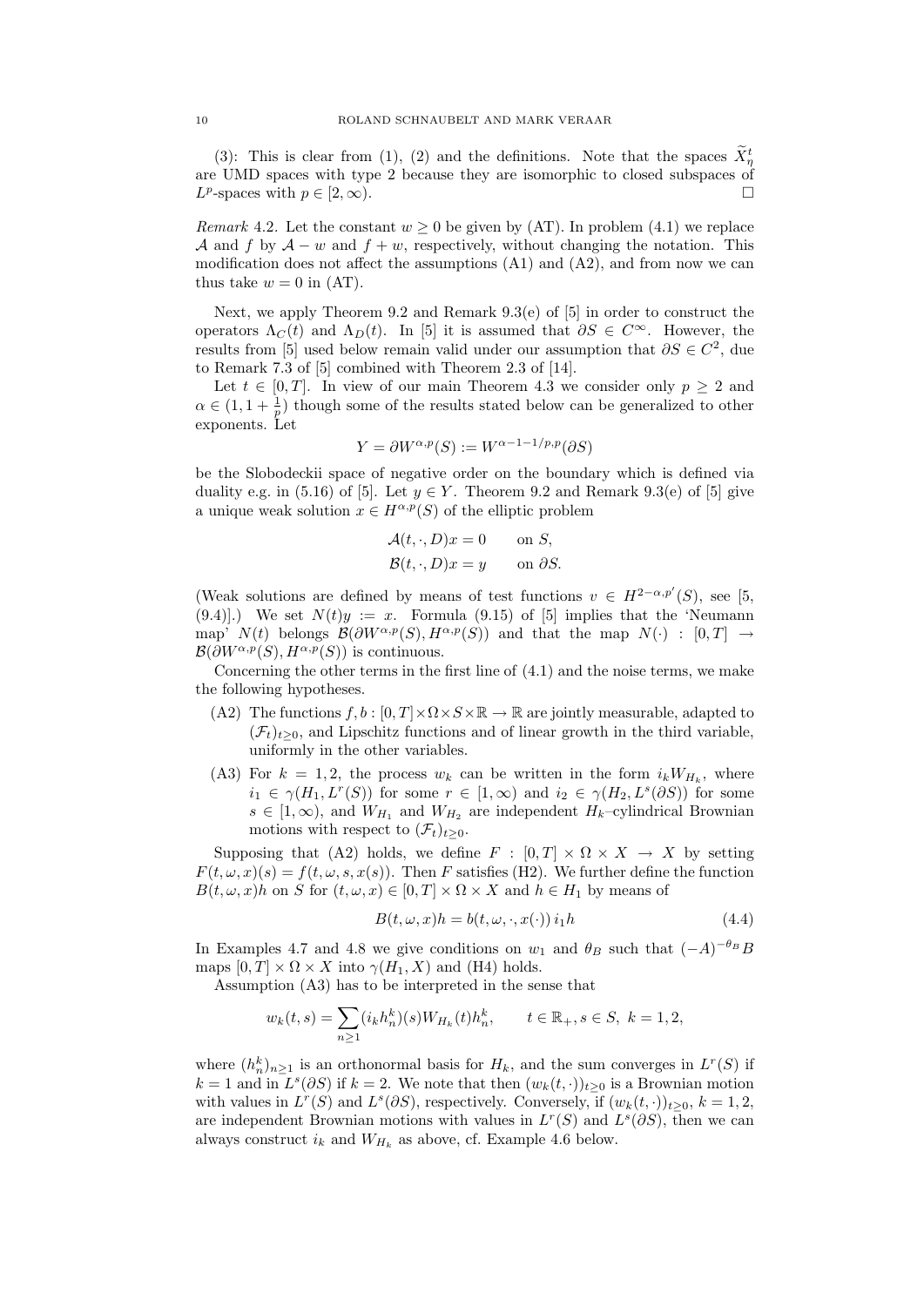(3): This is clear from (1), (2) and the definitions. Note that the spaces $\widetilde{X}_\eta^t$ are UMD spaces with type 2 because they are isomorphic to closed subspaces of $L^p$-spaces with $p \in [2,\infty)$. □

*Remark* 4.2. Let the constant $w \geq 0$ be given by (AT). In problem (4.1) we replace $\mathcal{A}$ and $f$ by $\mathcal{A} - w$ and $f + w$, respectively, without changing the notation. This modification does not affect the assumptions (A1) and (A2), and from now we can thus take $w = 0$ in (AT).

Next, we apply Theorem 9.2 and Remark 9.3(e) of [5] in order to construct the operators $\Lambda_C(t)$ and $\Lambda_D(t)$. In [5] it is assumed that $\partial S \in C^\infty$. However, the results from [5] used below remain valid under our assumption that $\partial S \in C^2$, due to Remark 7.3 of [5] combined with Theorem 2.3 of [14].

Let $t \in [0,T]$. In view of our main Theorem 4.3 we consider only $p \geq 2$ and $\alpha \in (1, 1 + \frac{1}{p})$ though some of the results stated below can be generalized to other exponents. Let

$$Y = \partial W^{\alpha,p}(S) := W^{\alpha-1-1/p,p}(\partial S)$$

be the Slobodeckii space of negative order on the boundary which is defined via duality e.g. in (5.16) of [5]. Let $y \in Y$. Theorem 9.2 and Remark 9.3(e) of [5] give a unique weak solution $x \in H^{\alpha,p}(S)$ of the elliptic problem

$$\begin{aligned} \mathcal{A}(t,\cdot,D)x &= 0 \qquad \text{on } S, \\ \mathcal{B}(t,\cdot,D)x &= y \qquad \text{on } \partial S. \end{aligned}$$

(Weak solutions are defined by means of test functions $v \in H^{2-\alpha,p'}(S)$, see [5, (9.4)].) We set $N(t)y := x$. Formula (9.15) of [5] implies that the 'Neumann map' $N(t)$ belongs $\mathcal{B}(\partial W^{\alpha,p}(S), H^{\alpha,p}(S))$ and that the map $N(\cdot) : [0,T] \to \mathcal{B}(\partial W^{\alpha,p}(S), H^{\alpha,p}(S))$ is continuous.

Concerning the other terms in the first line of (4.1) and the noise terms, we make the following hypotheses.

- (A2) The functions $f, b : [0,T] \times \Omega \times S \times \mathbb{R} \to \mathbb{R}$ are jointly measurable, adapted to $(\mathcal{F}_t)_{t\geq 0}$, and Lipschitz functions and of linear growth in the third variable, uniformly in the other variables.
- (A3) For $k = 1, 2$, the process $w_k$ can be written in the form $i_k W_{H_k}$, where $i_1 \in \gamma(H_1, L^r(S))$ for some $r \in [1,\infty)$ and $i_2 \in \gamma(H_2, L^s(\partial S))$ for some $s \in [1,\infty)$, and $W_{H_1}$ and $W_{H_2}$ are independent $H_k$–cylindrical Brownian motions with respect to $(\mathcal{F}_t)_{t\geq 0}$.

Supposing that (A2) holds, we define $F : [0,T] \times \Omega \times X \to X$ by setting $F(t,\omega,x)(s) = f(t,\omega,s,x(s))$. Then $F$ satisfies (H2). We further define the function $B(t,\omega,x)h$ on $S$ for $(t,\omega,x) \in [0,T] \times \Omega \times X$ and $h \in H_1$ by means of

$$B(t,\omega,x)h = b(t,\omega,\cdot,x(\cdot))\, i_1 h \tag{4.4}$$

In Examples 4.7 and 4.8 we give conditions on $w_1$ and $\theta_B$ such that $(-A)^{-\theta_B} B$ maps $[0,T] \times \Omega \times X$ into $\gamma(H_1, X)$ and (H4) holds.

Assumption (A3) has to be interpreted in the sense that

$$w_k(t,s) = \sum_{n\geq 1} (i_k h_n^k)(s) W_{H_k}(t) h_n^k, \qquad t \in \mathbb{R}_+, s \in S,\ k = 1,2,$$

where $(h_n^k)_{n\geq 1}$ is an orthonormal basis for $H_k$, and the sum converges in $L^r(S)$ if $k = 1$ and in $L^s(\partial S)$ if $k = 2$. We note that then $(w_k(t,\cdot))_{t\geq 0}$ is a Brownian motion with values in $L^r(S)$ and $L^s(\partial S)$, respectively. Conversely, if $(w_k(t,\cdot))_{t\geq 0}$, $k = 1,2$, are independent Brownian motions with values in $L^r(S)$ and $L^s(\partial S)$, then we can always construct $i_k$ and $W_{H_k}$ as above, cf. Example 4.6 below.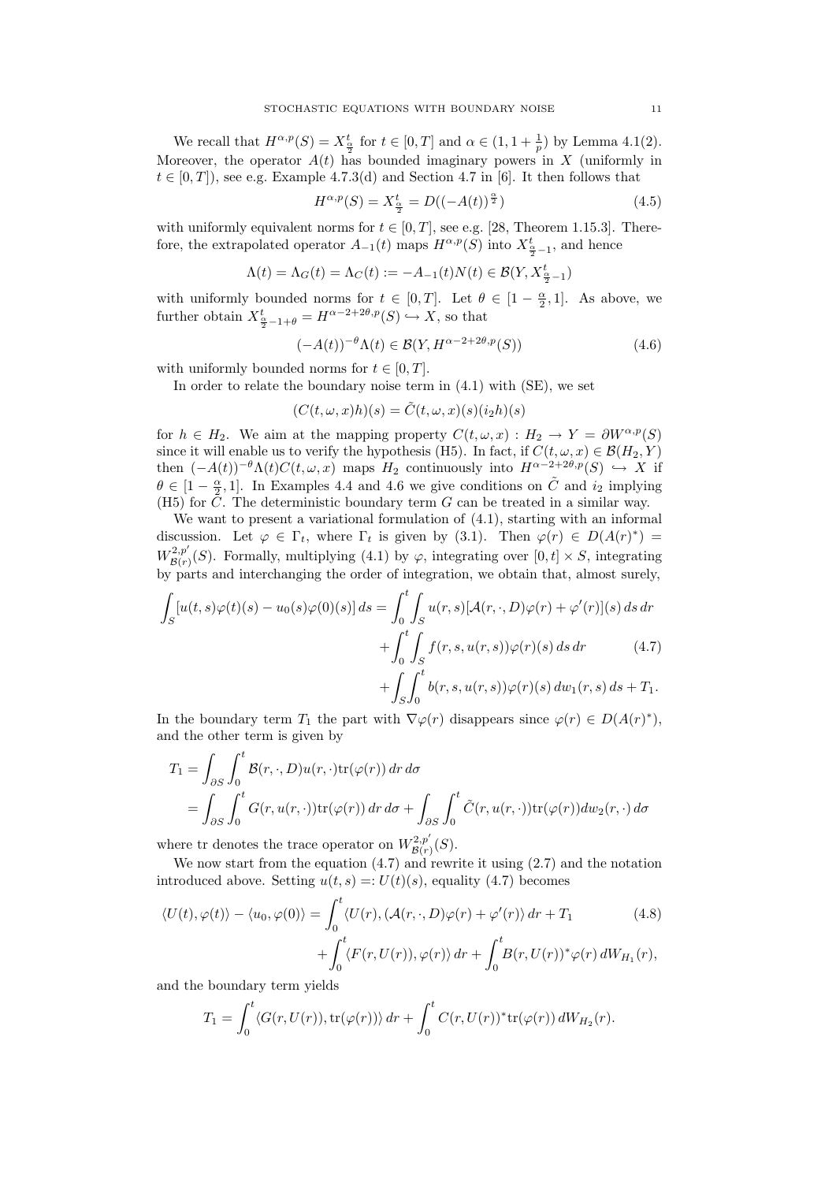We recall that $H^{\alpha,p}(S) = X^t_{\frac{\alpha}{2}}$ for $t \in [0,T]$ and $\alpha \in (1, 1+\frac{1}{p})$ by Lemma 4.1(2). Moreover, the operator $A(t)$ has bounded imaginary powers in $X$ (uniformly in $t \in [0,T]$), see e.g. Example 4.7.3(d) and Section 4.7 in [6]. It then follows that

$$H^{\alpha,p}(S) = X^t_{\frac{\alpha}{2}} = D((-A(t))^{\frac{\alpha}{2}}) \tag{4.5}$$

with uniformly equivalent norms for $t \in [0,T]$, see e.g. [28, Theorem 1.15.3]. Therefore, the extrapolated operator $A_{-1}(t)$ maps $H^{\alpha,p}(S)$ into $X^t_{\frac{\alpha}{2}-1}$, and hence

$$\Lambda(t) = \Lambda_G(t) = \Lambda_C(t) := -A_{-1}(t)N(t) \in \mathcal{B}(Y, X^t_{\frac{\alpha}{2}-1})$$

with uniformly bounded norms for $t \in [0,T]$. Let $\theta \in [1-\frac{\alpha}{2}, 1]$. As above, we further obtain $X^t_{\frac{\alpha}{2}-1+\theta} = H^{\alpha-2+2\theta,p}(S) \hookrightarrow X$, so that

$$(-A(t))^{-\theta}\Lambda(t) \in \mathcal{B}(Y, H^{\alpha-2+2\theta,p}(S)) \tag{4.6}$$

with uniformly bounded norms for $t \in [0,T]$.

In order to relate the boundary noise term in (4.1) with (SE), we set

$$(C(t,\omega,x)h)(s) = \tilde{C}(t,\omega,x)(s)(i_2 h)(s)$$

for $h \in H_2$. We aim at the mapping property $C(t,\omega,x) : H_2 \to Y = \partial W^{\alpha,p}(S)$ since it will enable us to verify the hypothesis (H5). In fact, if $C(t,\omega,x) \in \mathcal{B}(H_2, Y)$ then $(-A(t))^{-\theta}\Lambda(t)C(t,\omega,x)$ maps $H_2$ continuously into $H^{\alpha-2+2\theta,p}(S) \hookrightarrow X$ if $\theta \in [1-\frac{\alpha}{2}, 1]$. In Examples 4.4 and 4.6 we give conditions on $\tilde{C}$ and $i_2$ implying (H5) for $C$. The deterministic boundary term $G$ can be treated in a similar way.

We want to present a variational formulation of (4.1), starting with an informal discussion. Let $\varphi \in \Gamma_t$, where $\Gamma_t$ is given by (3.1). Then $\varphi(r) \in D(A(r)^*) = W^{2,p'}_{\mathcal{B}(r)}(S)$. Formally, multiplying (4.1) by $\varphi$, integrating over $[0,t]\times S$, integrating by parts and interchanging the order of integration, we obtain that, almost surely,

$$\begin{aligned}
\int_S [u(t,s)\varphi(t)(s) - u_0(s)\varphi(0)(s)]\,ds &= \int_0^t \int_S u(r,s)[\mathcal{A}(r,\cdot,D)\varphi(r) + \varphi'(r)](s)\,ds\,dr \\
&\quad + \int_0^t \int_S f(r,s,u(r,s))\varphi(r)(s)\,ds\,dr \\
&\quad + \int_S \int_0^t b(r,s,u(r,s))\varphi(r)(s)\,dw_1(r,s)\,ds + T_1.
\end{aligned} \tag{4.7}$$

In the boundary term $T_1$ the part with $\nabla\varphi(r)$ disappears since $\varphi(r) \in D(A(r)^*)$, and the other term is given by

$$\begin{aligned}
T_1 &= \int_{\partial S} \int_0^t \mathcal{B}(r,\cdot,D)u(r,\cdot)\mathrm{tr}(\varphi(r))\,dr\,d\sigma \\
&= \int_{\partial S} \int_0^t G(r,u(r,\cdot))\mathrm{tr}(\varphi(r))\,dr\,d\sigma + \int_{\partial S} \int_0^t \tilde{C}(r,u(r,\cdot))\mathrm{tr}(\varphi(r))dw_2(r,\cdot)\,d\sigma
\end{aligned}$$

where tr denotes the trace operator on $W^{2,p'}_{\mathcal{B}(r)}(S)$.

We now start from the equation (4.7) and rewrite it using (2.7) and the notation introduced above. Setting $u(t,s) =: U(t)(s)$, equality (4.7) becomes

$$\begin{aligned}
\langle U(t), \varphi(t)\rangle - \langle u_0, \varphi(0)\rangle &= \int_0^t \langle U(r), (\mathcal{A}(r,\cdot,D)\varphi(r) + \varphi'(r)\rangle\,dr + T_1 \\
&\quad + \int_0^t \langle F(r,U(r)), \varphi(r)\rangle\,dr + \int_0^t B(r,U(r))^*\varphi(r)\,dW_{H_1}(r),
\end{aligned} \tag{4.8}$$

and the boundary term yields

$$T_1 = \int_0^t \langle G(r,U(r)), \mathrm{tr}(\varphi(r))\rangle\,dr + \int_0^t C(r,U(r))^*\mathrm{tr}(\varphi(r))\,dW_{H_2}(r).$$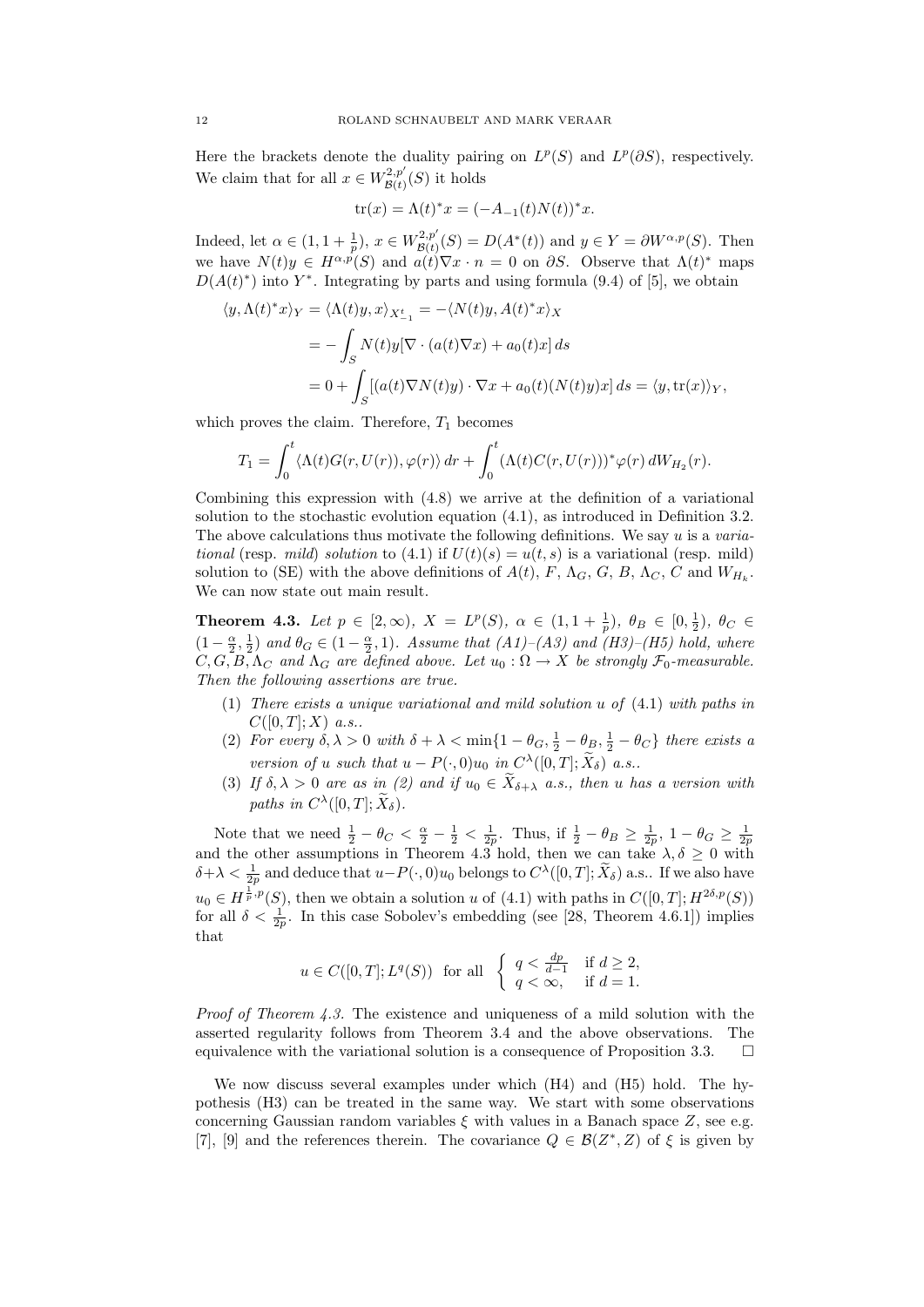Here the brackets denote the duality pairing on $L^p(S)$ and $L^p(\partial S)$, respectively. We claim that for all $x \in W^{2,p'}_{\mathcal{B}(t)}(S)$ it holds

$$\mathrm{tr}(x) = \Lambda(t)^* x = (-A_{-1}(t)N(t))^* x.$$

Indeed, let $\alpha \in (1, 1+\frac{1}{p})$, $x \in W^{2,p'}_{\mathcal{B}(t)}(S) = D(A^*(t))$ and $y \in Y = \partial W^{\alpha,p}(S)$. Then we have $N(t)y \in H^{\alpha,p}(S)$ and $a(t)\nabla x \cdot n = 0$ on $\partial S$. Observe that $\Lambda(t)^*$ maps $D(A(t)^*)$ into $Y^*$. Integrating by parts and using formula (9.4) of [5], we obtain

$$\begin{aligned}
\langle y, \Lambda(t)^* x\rangle_Y &= \langle \Lambda(t) y, x\rangle_{X^t_{-1}} = -\langle N(t)y, A(t)^* x\rangle_X \\
&= -\int_S N(t)y[\nabla \cdot (a(t)\nabla x) + a_0(t)x]\, ds \\
&= 0 + \int_S [(a(t)\nabla N(t)y)\cdot \nabla x + a_0(t)(N(t)y)x]\, ds = \langle y, \mathrm{tr}(x)\rangle_Y,
\end{aligned}$$

which proves the claim. Therefore, $T_1$ becomes

$$T_1 = \int_0^t \langle \Lambda(t)G(r,U(r)), \varphi(r)\rangle\, dr + \int_0^t (\Lambda(t)C(r,U(r)))^* \varphi(r)\, dW_{H_2}(r).$$

Combining this expression with (4.8) we arrive at the definition of a variational solution to the stochastic evolution equation (4.1), as introduced in Definition 3.2. The above calculations thus motivate the following definitions. We say $u$ is a *variational* (resp. *mild*) *solution* to (4.1) if $U(t)(s) = u(t,s)$ is a variational (resp. mild) solution to (SE) with the above definitions of $A(t)$, $F$, $\Lambda_G$, $G$, $B$, $\Lambda_C$, $C$ and $W_{H_k}$. We can now state out main result.

**Theorem 4.3.** *Let $p \in [2,\infty)$, $X = L^p(S)$, $\alpha \in (1, 1+\frac{1}{p})$, $\theta_B \in [0, \frac{1}{2})$, $\theta_C \in (1-\frac{\alpha}{2}, \frac{1}{2})$ and $\theta_G \in (1-\frac{\alpha}{2}, 1)$. Assume that (A1)–(A3) and (H3)–(H5) hold, where $C, G, B, \Lambda_C$ and $\Lambda_G$ are defined above. Let $u_0 : \Omega \to X$ be strongly $\mathcal{F}_0$-measurable. Then the following assertions are true.*

1. *There exists a unique variational and mild solution $u$ of (4.1) with paths in $C([0,T]; X)$ a.s..*
2. *For every $\delta, \lambda > 0$ with $\delta + \lambda < \min\{1-\theta_G, \frac{1}{2}-\theta_B, \frac{1}{2}-\theta_C\}$ there exists a version of $u$ such that $u - P(\cdot,0)u_0$ in $C^\lambda([0,T]; \widetilde{X}_\delta)$ a.s..*
3. *If $\delta, \lambda > 0$ are as in (2) and if $u_0 \in \widetilde{X}_{\delta+\lambda}$ a.s., then $u$ has a version with paths in $C^\lambda([0,T]; \widetilde{X}_\delta)$.*

Note that we need $\frac{1}{2} - \theta_C < \frac{\alpha}{2} - \frac{1}{2} < \frac{1}{2p}$. Thus, if $\frac{1}{2} - \theta_B \geq \frac{1}{2p}$, $1 - \theta_G \geq \frac{1}{2p}$ and the other assumptions in Theorem 4.3 hold, then we can take $\lambda, \delta \geq 0$ with $\delta + \lambda < \frac{1}{2p}$ and deduce that $u - P(\cdot,0)u_0$ belongs to $C^\lambda([0,T]; \widetilde{X}_\delta)$ a.s.. If we also have $u_0 \in H^{\frac{1}{p},p}(S)$, then we obtain a solution $u$ of (4.1) with paths in $C([0,T]; H^{2\delta,p}(S))$ for all $\delta < \frac{1}{2p}$. In this case Sobolev's embedding (see [28, Theorem 4.6.1]) implies that

$$u \in C([0,T]; L^q(S)) \ \text{ for all } \ \begin{cases} q < \frac{dp}{d-1} & \text{if } d \geq 2, \\ q < \infty, & \text{if } d = 1. \end{cases}$$

*Proof of Theorem 4.3.* The existence and uniqueness of a mild solution with the asserted regularity follows from Theorem 3.4 and the above observations. The equivalence with the variational solution is a consequence of Proposition 3.3. $\square$

We now discuss several examples under which (H4) and (H5) hold. The hypothesis (H3) can be treated in the same way. We start with some observations concerning Gaussian random variables $\xi$ with values in a Banach space $Z$, see e.g. [7], [9] and the references therein. The covariance $Q \in \mathcal{B}(Z^*, Z)$ of $\xi$ is given by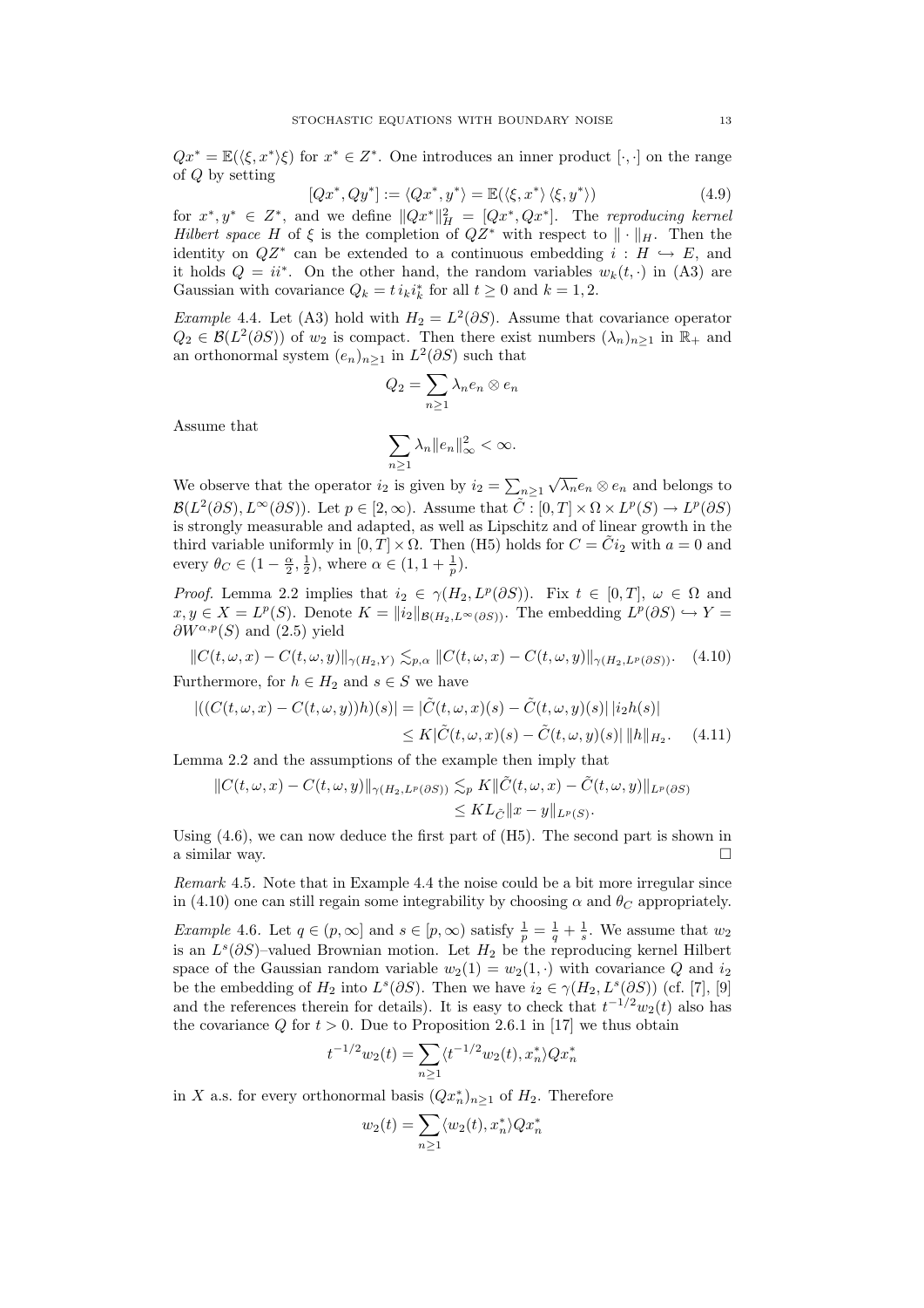$Qx^* = \mathbb{E}(\langle \xi, x^*\rangle \xi)$ for $x^* \in Z^*$. One introduces an inner product $[\cdot,\cdot]$ on the range of $Q$ by setting

$$[Qx^*, Qy^*] := \langle Qx^*, y^*\rangle = \mathbb{E}(\langle \xi, x^*\rangle \langle \xi, y^*\rangle) \tag{4.9}$$

for $x^*, y^* \in Z^*$, and we define $\|Qx^*\|_H^2 = [Qx^*, Qx^*]$. The *reproducing kernel Hilbert space* $H$ of $\xi$ is the completion of $QZ^*$ with respect to $\|\cdot\|_H$. Then the identity on $QZ^*$ can be extended to a continuous embedding $i : H \hookrightarrow E$, and it holds $Q = ii^*$. On the other hand, the random variables $w_k(t,\cdot)$ in (A3) are Gaussian with covariance $Q_k = t\, i_k i_k^*$ for all $t \geq 0$ and $k = 1, 2$.

*Example* 4.4. Let (A3) hold with $H_2 = L^2(\partial S)$. Assume that covariance operator $Q_2 \in \mathcal{B}(L^2(\partial S))$ of $w_2$ is compact. Then there exist numbers $(\lambda_n)_{n\geq 1}$ in $\mathbb{R}_+$ and an orthonormal system $(e_n)_{n\geq 1}$ in $L^2(\partial S)$ such that

$$Q_2 = \sum_{n\geq 1} \lambda_n e_n \otimes e_n$$

Assume that

$$\sum_{n\geq 1} \lambda_n \|e_n\|_\infty^2 < \infty.$$

We observe that the operator $i_2$ is given by $i_2 = \sum_{n\geq 1} \sqrt{\lambda_n} e_n \otimes e_n$ and belongs to $\mathcal{B}(L^2(\partial S), L^\infty(\partial S))$. Let $p \in [2, \infty)$. Assume that $\tilde{C} : [0,T] \times \Omega \times L^p(S) \to L^p(\partial S)$ is strongly measurable and adapted, as well as Lipschitz and of linear growth in the third variable uniformly in $[0,T] \times \Omega$. Then (H5) holds for $C = \tilde{C} i_2$ with $a = 0$ and every $\theta_C \in (1 - \frac{\alpha}{2}, \frac{1}{2})$, where $\alpha \in (1, 1 + \frac{1}{p})$.

*Proof.* Lemma 2.2 implies that $i_2 \in \gamma(H_2, L^p(\partial S))$. Fix $t \in [0,T]$, $\omega \in \Omega$ and $x, y \in X = L^p(S)$. Denote $K = \|i_2\|_{\mathcal{B}(H_2, L^\infty(\partial S))}$. The embedding $L^p(\partial S) \hookrightarrow Y = \partial W^{\alpha,p}(S)$ and (2.5) yield

$$\|C(t,\omega,x) - C(t,\omega,y)\|_{\gamma(H_2,Y)} \lesssim_{p,\alpha} \|C(t,\omega,x) - C(t,\omega,y)\|_{\gamma(H_2,L^p(\partial S))}. \tag{4.10}$$

Furthermore, for $h \in H_2$ and $s \in S$ we have

$$\begin{aligned} |((C(t,\omega,x) - C(t,\omega,y))h)(s)| &= |\tilde{C}(t,\omega,x)(s) - \tilde{C}(t,\omega,y)(s)|\, |i_2 h(s)| \\ &\leq K|\tilde{C}(t,\omega,x)(s) - \tilde{C}(t,\omega,y)(s)|\, \|h\|_{H_2}. \end{aligned} \tag{4.11}$$

Lemma 2.2 and the assumptions of the example then imply that

$$\begin{aligned} \|C(t,\omega,x) - C(t,\omega,y)\|_{\gamma(H_2,L^p(\partial S))} &\lesssim_p K\|\tilde{C}(t,\omega,x) - \tilde{C}(t,\omega,y)\|_{L^p(\partial S)} \\ &\leq K L_{\tilde{C}} \|x - y\|_{L^p(S)}. \end{aligned}$$

Using (4.6), we can now deduce the first part of (H5). The second part is shown in a similar way. $\square$

*Remark* 4.5. Note that in Example 4.4 the noise could be a bit more irregular since in (4.10) one can still regain some integrability by choosing $\alpha$ and $\theta_C$ appropriately.

*Example* 4.6. Let $q \in (p, \infty]$ and $s \in [p, \infty)$ satisfy $\frac{1}{p} = \frac{1}{q} + \frac{1}{s}$. We assume that $w_2$ is an $L^s(\partial S)$–valued Brownian motion. Let $H_2$ be the reproducing kernel Hilbert space of the Gaussian random variable $w_2(1) = w_2(1,\cdot)$ with covariance $Q$ and $i_2$ be the embedding of $H_2$ into $L^s(\partial S)$. Then we have $i_2 \in \gamma(H_2, L^s(\partial S))$ (cf. [7], [9] and the references therein for details). It is easy to check that $t^{-1/2} w_2(t)$ also has the covariance $Q$ for $t > 0$. Due to Proposition 2.6.1 in [17] we thus obtain

$$t^{-1/2} w_2(t) = \sum_{n\geq 1} \langle t^{-1/2} w_2(t), x_n^*\rangle Q x_n^*$$

in $X$ a.s. for every orthonormal basis $(Qx_n^*)_{n\geq 1}$ of $H_2$. Therefore

$$w_2(t) = \sum_{n\geq 1} \langle w_2(t), x_n^*\rangle Q x_n^*$$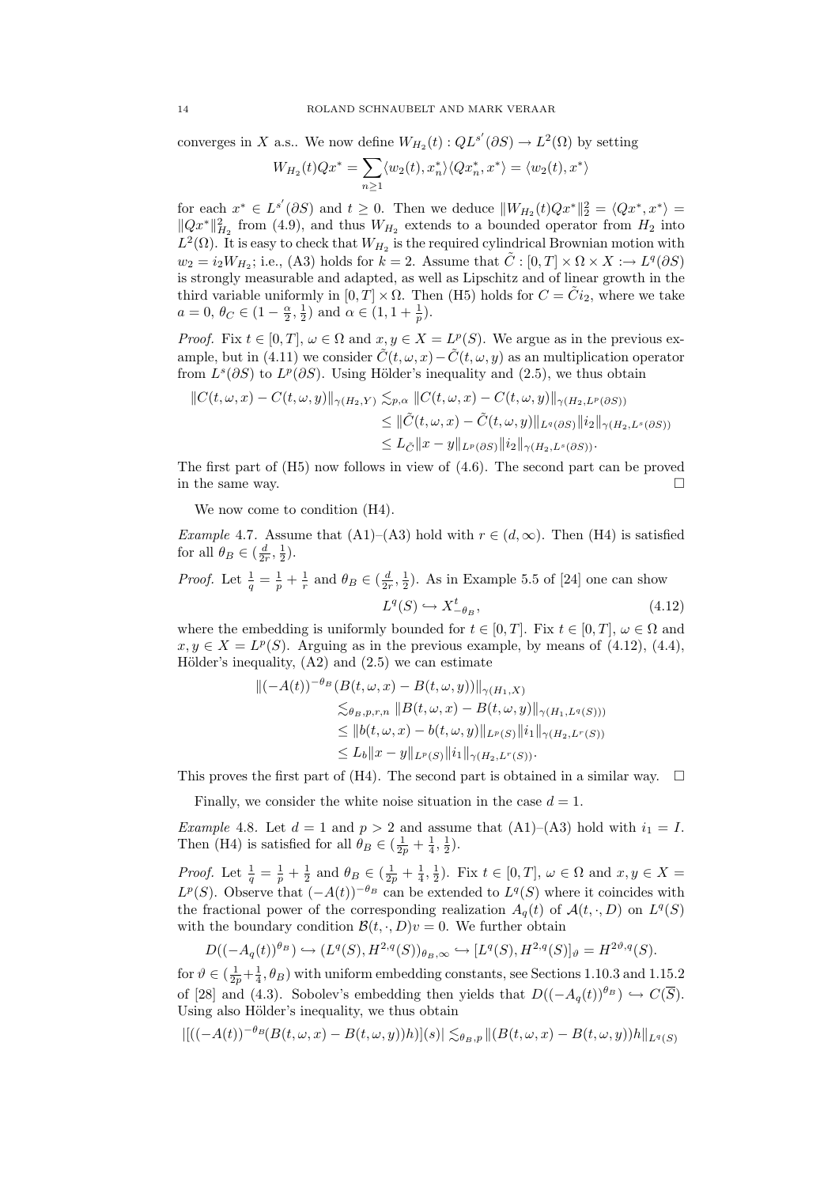converges in $X$ a.s.. We now define $W_{H_2}(t) : QL^{s'}(\partial S) \to L^2(\Omega)$ by setting

$$W_{H_2}(t)Qx^* = \sum_{n\geq 1} \langle w_2(t), x_n^*\rangle \langle Qx_n^*, x^*\rangle = \langle w_2(t), x^*\rangle$$

for each $x^* \in L^{s'}(\partial S)$ and $t \geq 0$. Then we deduce $\|W_{H_2}(t)Qx^*\|_2^2 = \langle Qx^*, x^*\rangle = \|Qx^*\|_{H_2}^2$ from (4.9), and thus $W_{H_2}$ extends to a bounded operator from $H_2$ into $L^2(\Omega)$. It is easy to check that $W_{H_2}$ is the required cylindrical Brownian motion with $w_2 = i_2 W_{H_2}$; i.e., (A3) holds for $k = 2$. Assume that $\tilde{C} : [0, T] \times \Omega \times X :\to L^q(\partial S)$ is strongly measurable and adapted, as well as Lipschitz and of linear growth in the third variable uniformly in $[0, T] \times \Omega$. Then (H5) holds for $C = \tilde{C} i_2$, where we take $a = 0$, $\theta_C \in (1 - \frac{\alpha}{2}, \frac{1}{2})$ and $\alpha \in (1, 1 + \frac{1}{p})$.

*Proof.* Fix $t \in [0, T]$, $\omega \in \Omega$ and $x, y \in X = L^p(S)$. We argue as in the previous example, but in (4.11) we consider $\tilde{C}(t, \omega, x) - \tilde{C}(t, \omega, y)$ as an multiplication operator from $L^s(\partial S)$ to $L^p(\partial S)$. Using Hölder's inequality and (2.5), we thus obtain

$$\begin{aligned}
\|C(t, \omega, x) - C(t, \omega, y)\|_{\gamma(H_2, Y)} &\lesssim_{p,\alpha} \|C(t, \omega, x) - C(t, \omega, y)\|_{\gamma(H_2, L^p(\partial S))} \\
&\leq \|\tilde{C}(t, \omega, x) - \tilde{C}(t, \omega, y)\|_{L^q(\partial S)} \|i_2\|_{\gamma(H_2, L^s(\partial S))} \\
&\leq L_{\tilde{C}} \|x - y\|_{L^p(\partial S)} \|i_2\|_{\gamma(H_2, L^s(\partial S))}.
\end{aligned}$$

The first part of (H5) now follows in view of (4.6). The second part can be proved in the same way. $\square$

We now come to condition (H4).

*Example* 4.7. Assume that (A1)–(A3) hold with $r \in (d, \infty)$. Then (H4) is satisfied for all $\theta_B \in (\frac{d}{2r}, \frac{1}{2})$.

*Proof.* Let $\frac{1}{q} = \frac{1}{p} + \frac{1}{r}$ and $\theta_B \in (\frac{d}{2r}, \frac{1}{2})$. As in Example 5.5 of [24] one can show

$$L^q(S) \hookrightarrow X^t_{-\theta_B}, \tag{4.12}$$

where the embedding is uniformly bounded for $t \in [0, T]$. Fix $t \in [0, T]$, $\omega \in \Omega$ and $x, y \in X = L^p(S)$. Arguing as in the previous example, by means of (4.12), (4.4), Hölder's inequality, (A2) and (2.5) we can estimate

$$\begin{aligned}
\|(-A(t))^{-\theta_B}&(B(t, \omega, x) - B(t, \omega, y))\|_{\gamma(H_1, X)} \\
&\lesssim_{\theta_B, p, r, n} \|B(t, \omega, x) - B(t, \omega, y)\|_{\gamma(H_1, L^q(S)))} \\
&\leq \|b(t, \omega, x) - b(t, \omega, y)\|_{L^p(S)} \|i_1\|_{\gamma(H_2, L^r(S))} \\
&\leq L_b \|x - y\|_{L^p(S)} \|i_1\|_{\gamma(H_2, L^r(S))}.
\end{aligned}$$

This proves the first part of (H4). The second part is obtained in a similar way. $\square$

Finally, we consider the white noise situation in the case $d = 1$.

*Example* 4.8. Let $d = 1$ and $p > 2$ and assume that (A1)–(A3) hold with $i_1 = I$. Then (H4) is satisfied for all $\theta_B \in (\frac{1}{2p} + \frac{1}{4}, \frac{1}{2})$.

*Proof.* Let $\frac{1}{q} = \frac{1}{p} + \frac{1}{2}$ and $\theta_B \in (\frac{1}{2p} + \frac{1}{4}, \frac{1}{2})$. Fix $t \in [0, T]$, $\omega \in \Omega$ and $x, y \in X = L^p(S)$. Observe that $(-A(t))^{-\theta_B}$ can be extended to $L^q(S)$ where it coincides with the fractional power of the corresponding realization $A_q(t)$ of $\mathcal{A}(t, \cdot, D)$ on $L^q(S)$ with the boundary condition $\mathcal{B}(t, \cdot, D)v = 0$. We further obtain

$$D((-A_q(t))^{\theta_B}) \hookrightarrow (L^q(S), H^{2,q}(S))_{\theta_B, \infty} \hookrightarrow [L^q(S), H^{2,q}(S)]_\vartheta = H^{2\vartheta, q}(S).$$

for $\vartheta \in (\frac{1}{2p} + \frac{1}{4}, \theta_B)$ with uniform embedding constants, see Sections 1.10.3 and 1.15.2 of [28] and (4.3). Sobolev's embedding then yields that $D((-A_q(t))^{\theta_B}) \hookrightarrow C(\overline{S})$. Using also Hölder's inequality, we thus obtain

$$|[((-A(t))^{-\theta_B}(B(t, \omega, x) - B(t, \omega, y))h](s)| \lesssim_{\theta_B, p} \|(B(t, \omega, x) - B(t, \omega, y))h\|_{L^q(S)}$$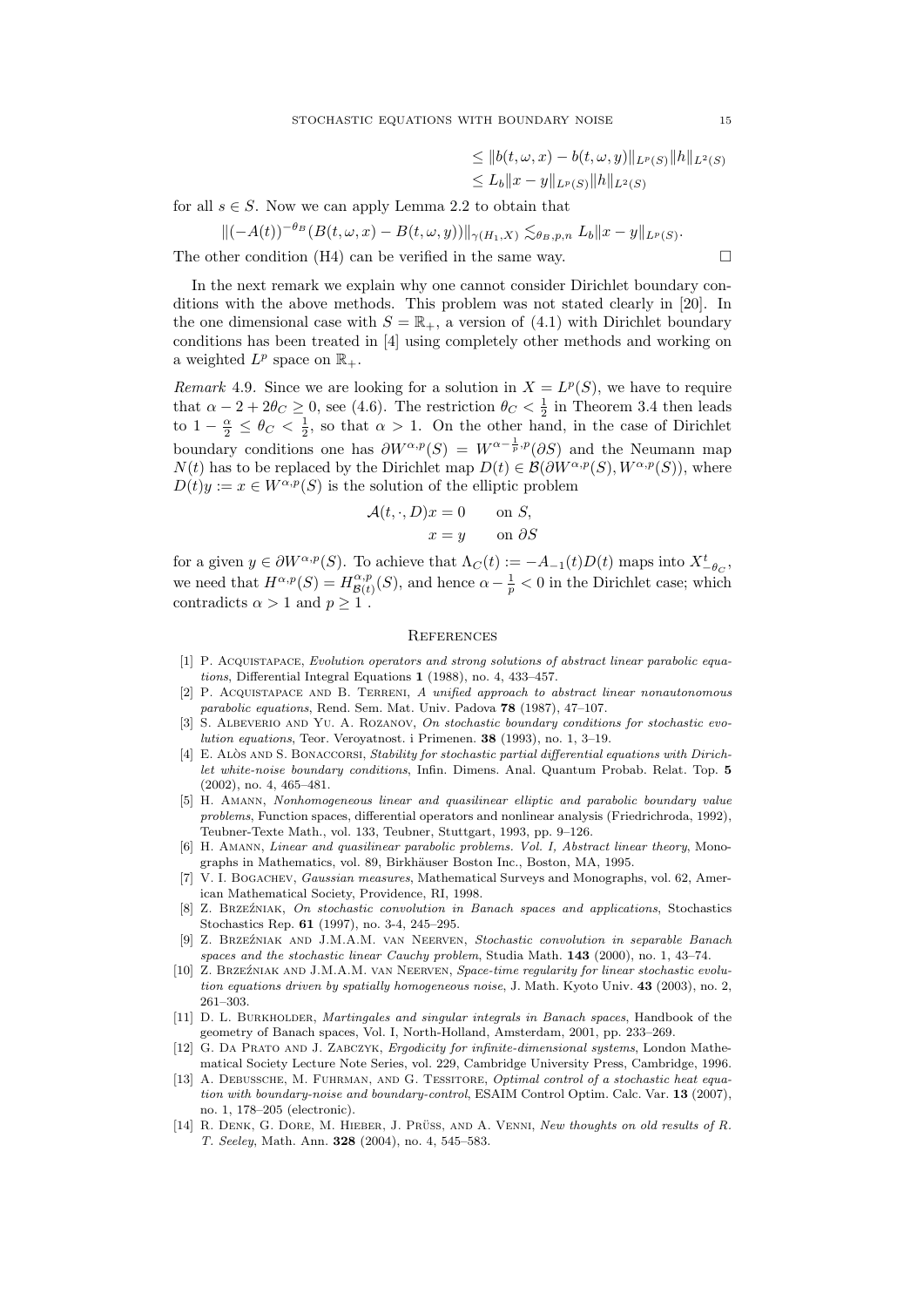$$
\begin{aligned}
&\leq \|b(t,\omega,x) - b(t,\omega,y)\|_{L^p(S)} \|h\|_{L^2(S)} \\
&\leq L_b \|x-y\|_{L^p(S)} \|h\|_{L^2(S)}
\end{aligned}
$$

for all $s \in S$. Now we can apply Lemma 2.2 to obtain that

$$
\|(-A(t))^{-\theta_B}(B(t,\omega,x) - B(t,\omega,y))\|_{\gamma(H_1,X)} \lesssim_{\theta_B,p,n} L_b \|x-y\|_{L^p(S)}.
$$

The other condition (H4) can be verified in the same way. $\square$

In the next remark we explain why one cannot consider Dirichlet boundary conditions with the above methods. This problem was not stated clearly in [20]. In the one dimensional case with $S = \mathbb{R}_+$, a version of (4.1) with Dirichlet boundary conditions has been treated in [4] using completely other methods and working on a weighted $L^p$ space on $\mathbb{R}_+$.

*Remark* 4.9. Since we are looking for a solution in $X = L^p(S)$, we have to require that $\alpha - 2 + 2\theta_C \geq 0$, see (4.6). The restriction $\theta_C < \frac{1}{2}$ in Theorem 3.4 then leads to $1 - \frac{\alpha}{2} \leq \theta_C < \frac{1}{2}$, so that $\alpha > 1$. On the other hand, in the case of Dirichlet boundary conditions one has $\partial W^{\alpha,p}(S) = W^{\alpha - \frac{1}{p},p}(\partial S)$ and the Neumann map $N(t)$ has to be replaced by the Dirichlet map $D(t) \in \mathcal{B}(\partial W^{\alpha,p}(S), W^{\alpha,p}(S))$, where $D(t)y := x \in W^{\alpha,p}(S)$ is the solution of the elliptic problem

$$
\begin{aligned}
\mathcal{A}(t,\cdot,D)x &= 0 \qquad \text{on } S, \\
x &= y \qquad \text{on } \partial S
\end{aligned}
$$

for a given $y \in \partial W^{\alpha,p}(S)$. To achieve that $\Lambda_C(t) := -A_{-1}(t)D(t)$ maps into $X^t_{-\theta_C}$, we need that $H^{\alpha,p}(S) = H^{\alpha,p}_{\mathcal{B}(t)}(S)$, and hence $\alpha - \frac{1}{p} < 0$ in the Dirichlet case; which contradicts $\alpha > 1$ and $p \geq 1$.

## References

[1] P. Acquistapace, *Evolution operators and strong solutions of abstract linear parabolic equations*, Differential Integral Equations **1** (1988), no. 4, 433–457.

[2] P. Acquistapace and B. Terreni, *A unified approach to abstract linear nonautonomous parabolic equations*, Rend. Sem. Mat. Univ. Padova **78** (1987), 47–107.

[3] S. Albeverio and Yu. A. Rozanov, *On stochastic boundary conditions for stochastic evolution equations*, Teor. Veroyatnost. i Primenen. **38** (1993), no. 1, 3–19.

[4] E. Alòs and S. Bonaccorsi, *Stability for stochastic partial differential equations with Dirichlet white-noise boundary conditions*, Infin. Dimens. Anal. Quantum Probab. Relat. Top. **5** (2002), no. 4, 465–481.

[5] H. Amann, *Nonhomogeneous linear and quasilinear elliptic and parabolic boundary value problems*, Function spaces, differential operators and nonlinear analysis (Friedrichroda, 1992), Teubner-Texte Math., vol. 133, Teubner, Stuttgart, 1993, pp. 9–126.

[6] H. Amann, *Linear and quasilinear parabolic problems. Vol. I, Abstract linear theory*, Monographs in Mathematics, vol. 89, Birkhäuser Boston Inc., Boston, MA, 1995.

[7] V. I. Bogachev, *Gaussian measures*, Mathematical Surveys and Monographs, vol. 62, American Mathematical Society, Providence, RI, 1998.

[8] Z. Brzeźniak, *On stochastic convolution in Banach spaces and applications*, Stochastics Stochastics Rep. **61** (1997), no. 3-4, 245–295.

[9] Z. Brzeźniak and J.M.A.M. van Neerven, *Stochastic convolution in separable Banach spaces and the stochastic linear Cauchy problem*, Studia Math. **143** (2000), no. 1, 43–74.

[10] Z. Brzeźniak and J.M.A.M. van Neerven, *Space-time regularity for linear stochastic evolution equations driven by spatially homogeneous noise*, J. Math. Kyoto Univ. **43** (2003), no. 2, 261–303.

[11] D. L. Burkholder, *Martingales and singular integrals in Banach spaces*, Handbook of the geometry of Banach spaces, Vol. I, North-Holland, Amsterdam, 2001, pp. 233–269.

[12] G. Da Prato and J. Zabczyk, *Ergodicity for infinite-dimensional systems*, London Mathematical Society Lecture Note Series, vol. 229, Cambridge University Press, Cambridge, 1996.

[13] A. Debussche, M. Fuhrman, and G. Tessitore, *Optimal control of a stochastic heat equation with boundary-noise and boundary-control*, ESAIM Control Optim. Calc. Var. **13** (2007), no. 1, 178–205 (electronic).

[14] R. Denk, G. Dore, M. Hieber, J. Prüss, and A. Venni, *New thoughts on old results of R. T. Seeley*, Math. Ann. **328** (2004), no. 4, 545–583.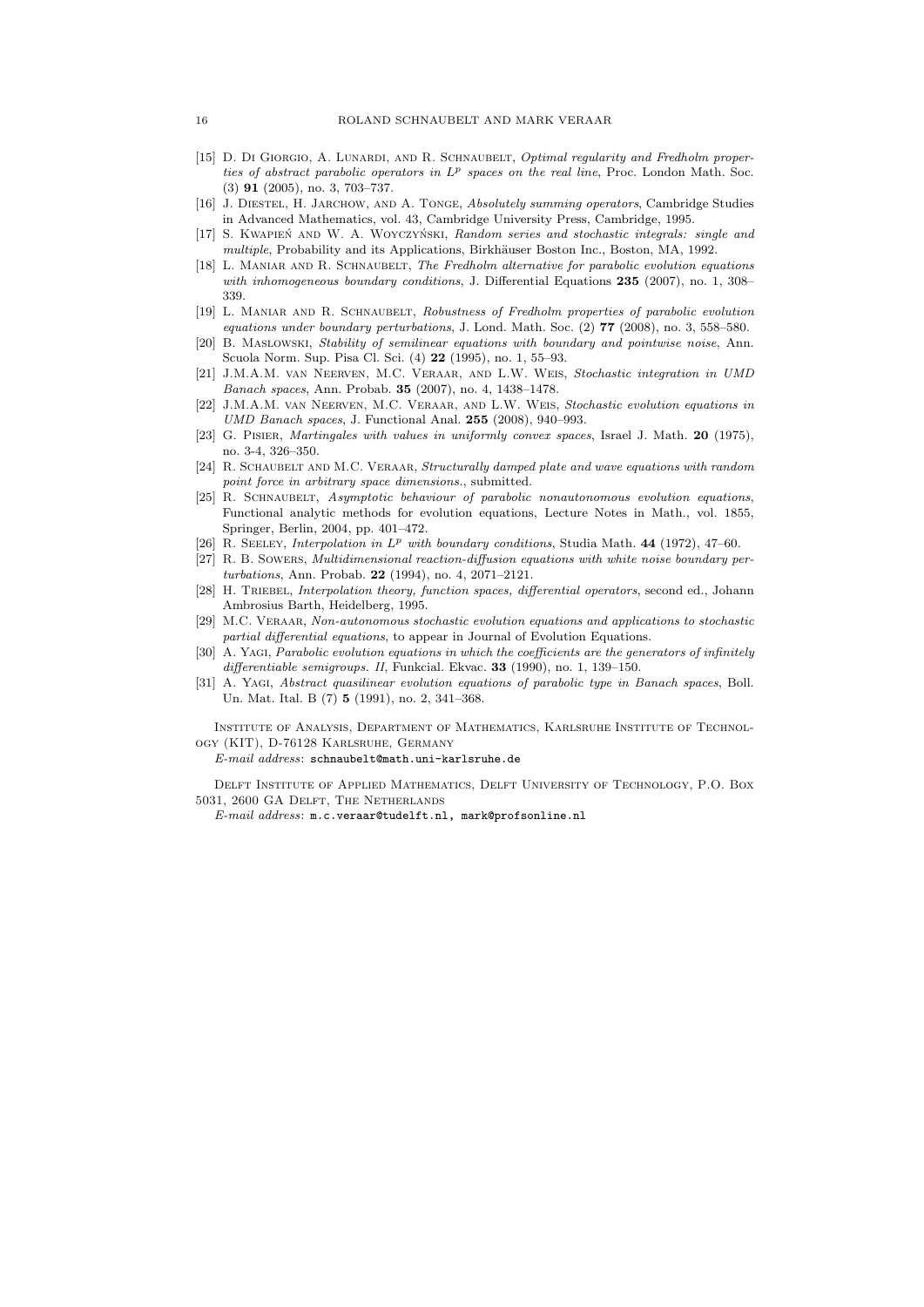[15] D. Di Giorgio, A. Lunardi, and R. Schnaubelt, *Optimal regularity and Fredholm properties of abstract parabolic operators in $L^p$ spaces on the real line*, Proc. London Math. Soc. (3) **91** (2005), no. 3, 703–737.

[16] J. Diestel, H. Jarchow, and A. Tonge, *Absolutely summing operators*, Cambridge Studies in Advanced Mathematics, vol. 43, Cambridge University Press, Cambridge, 1995.

[17] S. Kwapień and W. A. Woyczyński, *Random series and stochastic integrals: single and multiple*, Probability and its Applications, Birkhäuser Boston Inc., Boston, MA, 1992.

[18] L. Maniar and R. Schnaubelt, *The Fredholm alternative for parabolic evolution equations with inhomogeneous boundary conditions*, J. Differential Equations **235** (2007), no. 1, 308–339.

[19] L. Maniar and R. Schnaubelt, *Robustness of Fredholm properties of parabolic evolution equations under boundary perturbations*, J. Lond. Math. Soc. (2) **77** (2008), no. 3, 558–580.

[20] B. Maslowski, *Stability of semilinear equations with boundary and pointwise noise*, Ann. Scuola Norm. Sup. Pisa Cl. Sci. (4) **22** (1995), no. 1, 55–93.

[21] J.M.A.M. van Neerven, M.C. Veraar, and L.W. Weis, *Stochastic integration in UMD Banach spaces*, Ann. Probab. **35** (2007), no. 4, 1438–1478.

[22] J.M.A.M. van Neerven, M.C. Veraar, and L.W. Weis, *Stochastic evolution equations in UMD Banach spaces*, J. Functional Anal. **255** (2008), 940–993.

[23] G. Pisier, *Martingales with values in uniformly convex spaces*, Israel J. Math. **20** (1975), no. 3-4, 326–350.

[24] R. Schaubelt and M.C. Veraar, *Structurally damped plate and wave equations with random point force in arbitrary space dimensions.*, submitted.

[25] R. Schnaubelt, *Asymptotic behaviour of parabolic nonautonomous evolution equations*, Functional analytic methods for evolution equations, Lecture Notes in Math., vol. 1855, Springer, Berlin, 2004, pp. 401–472.

[26] R. Seeley, *Interpolation in $L^p$ with boundary conditions*, Studia Math. **44** (1972), 47–60.

[27] R. B. Sowers, *Multidimensional reaction-diffusion equations with white noise boundary perturbations*, Ann. Probab. **22** (1994), no. 4, 2071–2121.

[28] H. Triebel, *Interpolation theory, function spaces, differential operators*, second ed., Johann Ambrosius Barth, Heidelberg, 1995.

[29] M.C. Veraar, *Non-autonomous stochastic evolution equations and applications to stochastic partial differential equations*, to appear in Journal of Evolution Equations.

[30] A. Yagi, *Parabolic evolution equations in which the coefficients are the generators of infinitely differentiable semigroups. II*, Funkcial. Ekvac. **33** (1990), no. 1, 139–150.

[31] A. Yagi, *Abstract quasilinear evolution equations of parabolic type in Banach spaces*, Boll. Un. Mat. Ital. B (7) **5** (1991), no. 2, 341–368.

Institute of Analysis, Department of Mathematics, Karlsruhe Institute of Technology (KIT), D-76128 Karlsruhe, Germany

*E-mail address*: schnaubelt@math.uni-karlsruhe.de

Delft Institute of Applied Mathematics, Delft University of Technology, P.O. Box 5031, 2600 GA Delft, The Netherlands

*E-mail address*: m.c.veraar@tudelft.nl, mark@profsonline.nl